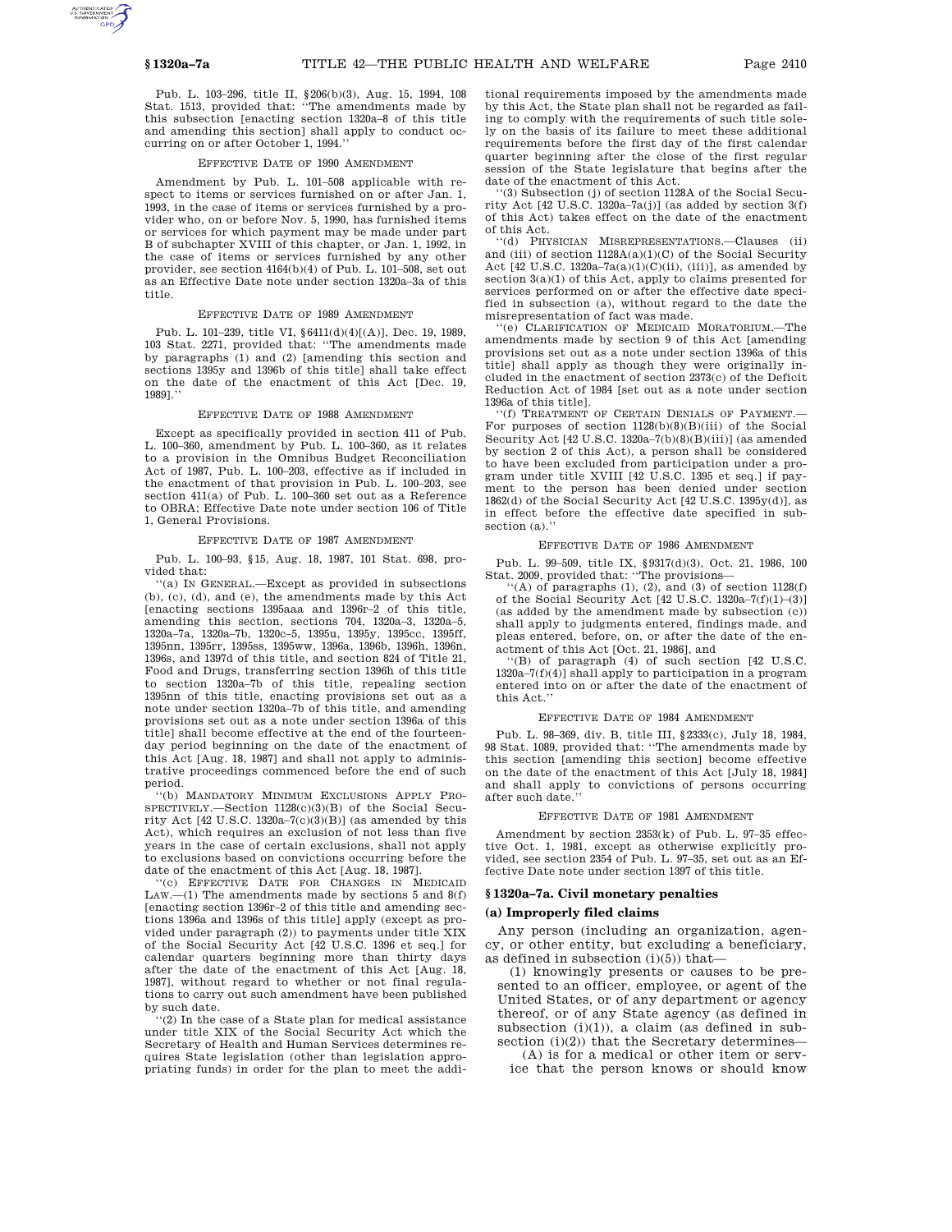Pub. L. 103–296, title II, §206(b)(3), Aug. 15, 1994, 108 Stat. 1513, provided that: ''The amendments made by this subsection [enacting section 1320a–8 of this title and amending this section] shall apply to conduct occurring on or after October 1, 1994.''

EFFECTIVE DATE OF 1990 AMENDMENT

Amendment by Pub. L. 101–508 applicable with respect to items or services furnished on or after Jan. 1, 1993, in the case of items or services furnished by a provider who, on or before Nov. 5, 1990, has furnished items or services for which payment may be made under part B of subchapter XVIII of this chapter, or Jan. 1, 1992, in the case of items or services furnished by any other provider, see section 4164(b)(4) of Pub. L. 101–508, set out as an Effective Date note under section 1320a–3a of this title.

EFFECTIVE DATE OF 1989 AMENDMENT

Pub. L. 101–239, title VI, §6411(d)(4)[(A)], Dec. 19, 1989, 103 Stat. 2271, provided that: ''The amendments made by paragraphs (1) and (2) [amending this section and sections 1395y and 1396b of this title] shall take effect on the date of the enactment of this Act [Dec. 19, 1989].''

EFFECTIVE DATE OF 1988 AMENDMENT

Except as specifically provided in section 411 of Pub. L. 100–360, amendment by Pub. L. 100–360, as it relates to a provision in the Omnibus Budget Reconciliation Act of 1987, Pub. L. 100–203, effective as if included in the enactment of that provision in Pub. L. 100–203, see section 411(a) of Pub. L. 100–360 set out as a Reference to OBRA; Effective Date note under section 106 of Title 1, General Provisions.

EFFECTIVE DATE OF 1987 AMENDMENT

Pub. L. 100–93, §15, Aug. 18, 1987, 101 Stat. 698, provided that:

''(a) IN GENERAL.—Except as provided in subsections (b), (c), (d), and (e), the amendments made by this Act [enacting sections 1395aaa and 1396r–2 of this title, amending this section, sections 704, 1320a–3, 1320a–5, 1320a–7a, 1320a–7b, 1320c–5, 1395u, 1395y, 1395cc, 1395ff, 1395nn, 1395rr, 1395ss, 1395ww, 1396a, 1396b, 1396h, 1396n, 1396s, and 1397d of this title, and section 824 of Title 21, Food and Drugs, transferring section 1396h of this title to section 1320a–7b of this title, repealing section 1395nn of this title, enacting provisions set out as a note under section 1320a–7b of this title, and amending provisions set out as a note under section 1396a of this title] shall become effective at the end of the fourteen-day period beginning on the date of the enactment of this Act [Aug. 18, 1987] and shall not apply to administrative proceedings commenced before the end of such period.

''(b) MANDATORY MINIMUM EXCLUSIONS APPLY PROSPECTIVELY.—Section 1128(c)(3)(B) of the Social Security Act [42 U.S.C. 1320a–7(c)(3)(B)] (as amended by this Act), which requires an exclusion of not less than five years in the case of certain exclusions, shall not apply to exclusions based on convictions occurring before the date of the enactment of this Act [Aug. 18, 1987].

''(c) EFFECTIVE DATE FOR CHANGES IN MEDICAID LAW.—(1) The amendments made by sections 5 and 8(f) [enacting section 1396r–2 of this title and amending sections 1396a and 1396s of this title] apply (except as provided under paragraph (2)) to payments under title XIX of the Social Security Act [42 U.S.C. 1396 et seq.] for calendar quarters beginning more than thirty days after the date of the enactment of this Act [Aug. 18, 1987], without regard to whether or not final regulations to carry out such amendment have been published by such date.

''(2) In the case of a State plan for medical assistance under title XIX of the Social Security Act which the Secretary of Health and Human Services determines requires State legislation (other than legislation appropriating funds) in order for the plan to meet the additional requirements imposed by the amendments made by this Act, the State plan shall not be regarded as failing to comply with the requirements of such title solely on the basis of its failure to meet these additional requirements before the first day of the first calendar quarter beginning after the close of the first regular session of the State legislature that begins after the date of the enactment of this Act.

''(3) Subsection (j) of section 1128A of the Social Security Act [42 U.S.C. 1320a–7a(j)] (as added by section 3(f) of this Act) takes effect on the date of the enactment of this Act.

''(d) PHYSICIAN MISREPRESENTATIONS.—Clauses (ii) and (iii) of section 1128A(a)(1)(C) of the Social Security Act [42 U.S.C. 1320a–7a(a)(1)(C)(ii), (iii)], as amended by section 3(a)(1) of this Act, apply to claims presented for services performed on or after the effective date specified in subsection (a), without regard to the date the misrepresentation of fact was made.

''(e) CLARIFICATION OF MEDICAID MORATORIUM.—The amendments made by section 9 of this Act [amending provisions set out as a note under section 1396a of this title] shall apply as though they were originally included in the enactment of section 2373(c) of the Deficit Reduction Act of 1984 [set out as a note under section 1396a of this title].

''(f) TREATMENT OF CERTAIN DENIALS OF PAYMENT.—For purposes of section 1128(b)(8)(B)(iii) of the Social Security Act [42 U.S.C. 1320a–7(b)(8)(B)(iii)] (as amended by section 2 of this Act), a person shall be considered to have been excluded from participation under a program under title XVIII [42 U.S.C. 1395 et seq.] if payment to the person has been denied under section 1862(d) of the Social Security Act [42 U.S.C. 1395y(d)], as in effect before the effective date specified in subsection (a).''

EFFECTIVE DATE OF 1986 AMENDMENT

Pub. L. 99–509, title IX, §9317(d)(3), Oct. 21, 1986, 100 Stat. 2009, provided that: ''The provisions—

''(A) of paragraphs (1), (2), and (3) of section 1128(f) of the Social Security Act [42 U.S.C. 1320a–7(f)(1)–(3)] (as added by the amendment made by subsection (c)) shall apply to judgments entered, findings made, and pleas entered, before, on, or after the date of the enactment of this Act [Oct. 21, 1986], and

''(B) of paragraph (4) of such section [42 U.S.C. 1320a–7(f)(4)] shall apply to participation in a program entered into on or after the date of the enactment of this Act.''

EFFECTIVE DATE OF 1984 AMENDMENT

Pub. L. 98–369, div. B, title III, §2333(c), July 18, 1984, 98 Stat. 1089, provided that: ''The amendments made by this section [amending this section] become effective on the date of the enactment of this Act [July 18, 1984] and shall apply to convictions of persons occurring after such date.''

EFFECTIVE DATE OF 1981 AMENDMENT

Amendment by section 2353(k) of Pub. L. 97–35 effective Oct. 1, 1981, except as otherwise explicitly provided, see section 2354 of Pub. L. 97–35, set out as an Effective Date note under section 1397 of this title.

## §1320a–7a. Civil monetary penalties

### (a) Improperly filed claims

Any person (including an organization, agency, or other entity, but excluding a beneficiary, as defined in subsection (i)(5)) that—

(1) knowingly presents or causes to be presented to an officer, employee, or agent of the United States, or of any department or agency thereof, or of any State agency (as defined in subsection (i)(1)), a claim (as defined in subsection (i)(2)) that the Secretary determines—

(A) is for a medical or other item or service that the person knows or should know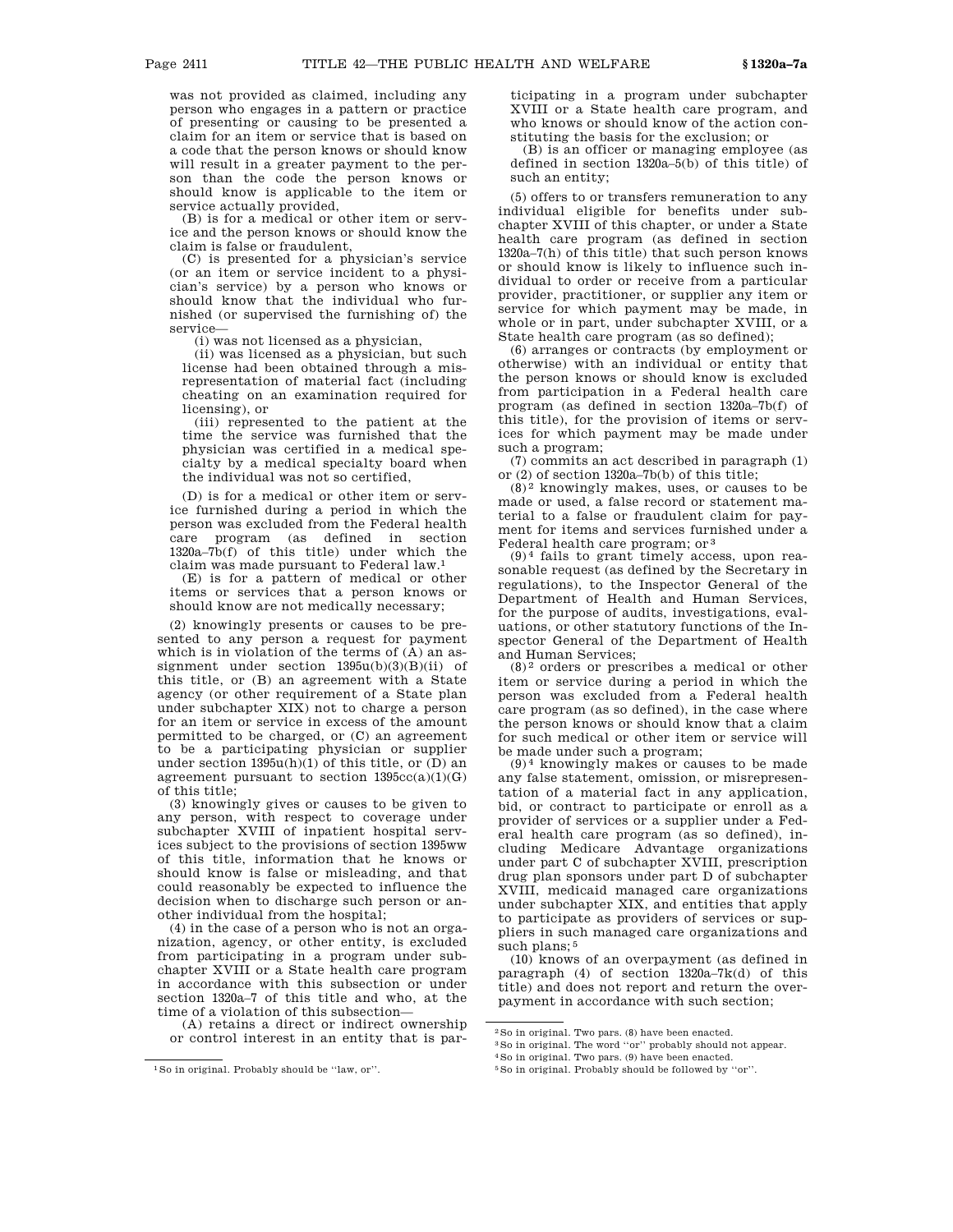was not provided as claimed, including any person who engages in a pattern or practice of presenting or causing to be presented a claim for an item or service that is based on a code that the person knows or should know will result in a greater payment to the person than the code the person knows or should know is applicable to the item or service actually provided,

(B) is for a medical or other item or service and the person knows or should know the claim is false or fraudulent,

(C) is presented for a physician's service (or an item or service incident to a physician's service) by a person who knows or should know that the individual who furnished (or supervised the furnishing of) the service—

(i) was not licensed as a physician,

(ii) was licensed as a physician, but such license had been obtained through a misrepresentation of material fact (including cheating on an examination required for licensing), or

(iii) represented to the patient at the time the service was furnished that the physician was certified in a medical specialty by a medical specialty board when the individual was not so certified,

(D) is for a medical or other item or service furnished during a period in which the person was excluded from the Federal health care program (as defined in section 1320a–7b(f) of this title) under which the claim was made pursuant to Federal law.[1]

(E) is for a pattern of medical or other items or services that a person knows or should know are not medically necessary;

(2) knowingly presents or causes to be presented to any person a request for payment which is in violation of the terms of (A) an assignment under section 1395u(b)(3)(B)(ii) of this title, or (B) an agreement with a State agency (or other requirement of a State plan under subchapter XIX) not to charge a person for an item or service in excess of the amount permitted to be charged, or (C) an agreement to be a participating physician or supplier under section 1395u(h)(1) of this title, or (D) an agreement pursuant to section 1395cc(a)(1)(G) of this title;

(3) knowingly gives or causes to be given to any person, with respect to coverage under subchapter XVIII of inpatient hospital services subject to the provisions of section 1395ww of this title, information that he knows or should know is false or misleading, and that could reasonably be expected to influence the decision when to discharge such person or another individual from the hospital;

(4) in the case of a person who is not an organization, agency, or other entity, is excluded from participating in a program under subchapter XVIII or a State health care program in accordance with this subsection or under section 1320a–7 of this title and who, at the time of a violation of this subsection—

(A) retains a direct or indirect ownership or control interest in an entity that is participating in a program under subchapter XVIII or a State health care program, and who knows or should know of the action constituting the basis for the exclusion; or

(B) is an officer or managing employee (as defined in section 1320a–5(b) of this title) of such an entity;

(5) offers to or transfers remuneration to any individual eligible for benefits under subchapter XVIII of this chapter, or under a State health care program (as defined in section 1320a–7(h) of this title) that such person knows or should know is likely to influence such individual to order or receive from a particular provider, practitioner, or supplier any item or service for which payment may be made, in whole or in part, under subchapter XVIII, or a State health care program (as so defined);

(6) arranges or contracts (by employment or otherwise) with an individual or entity that the person knows or should know is excluded from participation in a Federal health care program (as defined in section 1320a–7b(f) of this title), for the provision of items or services for which payment may be made under such a program;

(7) commits an act described in paragraph (1) or (2) of section 1320a–7b(b) of this title;

(8)[2] knowingly makes, uses, or causes to be made or used, a false record or statement material to a false or fraudulent claim for payment for items and services furnished under a Federal health care program; or[3]

(9)[4] fails to grant timely access, upon reasonable request (as defined by the Secretary in regulations), to the Inspector General of the Department of Health and Human Services, for the purpose of audits, investigations, evaluations, or other statutory functions of the Inspector General of the Department of Health and Human Services;

(8)[2] orders or prescribes a medical or other item or service during a period in which the person was excluded from a Federal health care program (as so defined), in the case where the person knows or should know that a claim for such medical or other item or service will be made under such a program;

(9)[4] knowingly makes or causes to be made any false statement, omission, or misrepresentation of a material fact in any application, bid, or contract to participate or enroll as a provider of services or a supplier under a Federal health care program (as so defined), including Medicare Advantage organizations under part C of subchapter XVIII, prescription drug plan sponsors under part D of subchapter XVIII, medicaid managed care organizations under subchapter XIX, and entities that apply to participate as providers of services or suppliers in such managed care organizations and such plans;[5]

(10) knows of an overpayment (as defined in paragraph (4) of section 1320a–7k(d) of this title) and does not report and return the overpayment in accordance with such section;

---

[1] So in original. Probably should be "law, or".

[2] So in original. Two pars. (8) have been enacted.

[3] So in original. The word "or" probably should not appear.

[4] So in original. Two pars. (9) have been enacted.

[5] So in original. Probably should be followed by "or".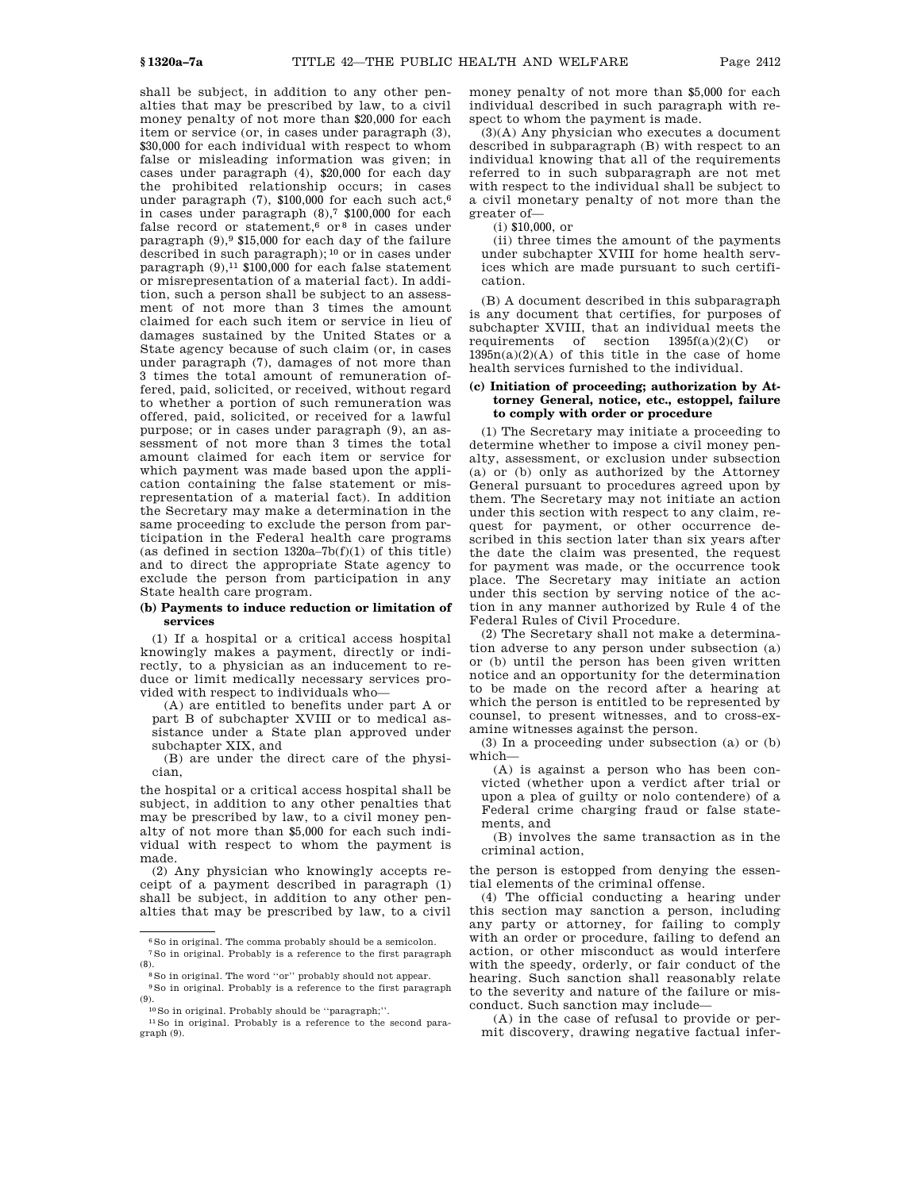shall be subject, in addition to any other penalties that may be prescribed by law, to a civil money penalty of not more than $20,000 for each item or service (or, in cases under paragraph (3), $30,000 for each individual with respect to whom false or misleading information was given; in cases under paragraph (4), $20,000 for each day the prohibited relationship occurs; in cases under paragraph (7), $100,000 for each such act,[6] in cases under paragraph (8),[7] $100,000 for each false record or statement,[6] or[8] in cases under paragraph (9),[9] $15,000 for each day of the failure described in such paragraph);[10] or in cases under paragraph (9),[11] $100,000 for each false statement or misrepresentation of a material fact). In addition, such a person shall be subject to an assessment of not more than 3 times the amount claimed for each such item or service in lieu of damages sustained by the United States or a State agency because of such claim (or, in cases under paragraph (7), damages of not more than 3 times the total amount of remuneration offered, paid, solicited, or received, without regard to whether a portion of such remuneration was offered, paid, solicited, or received for a lawful purpose; or in cases under paragraph (9), an assessment of not more than 3 times the total amount claimed for each item or service for which payment was made based upon the application containing the false statement or misrepresentation of a material fact). In addition the Secretary may make a determination in the same proceeding to exclude the person from participation in the Federal health care programs (as defined in section 1320a–7b(f)(1) of this title) and to direct the appropriate State agency to exclude the person from participation in any State health care program.

**(b) Payments to induce reduction or limitation of services**

(1) If a hospital or a critical access hospital knowingly makes a payment, directly or indirectly, to a physician as an inducement to reduce or limit medically necessary services provided with respect to individuals who—

(A) are entitled to benefits under part A or part B of subchapter XVIII or to medical assistance under a State plan approved under subchapter XIX, and

(B) are under the direct care of the physician,

the hospital or a critical access hospital shall be subject, in addition to any other penalties that may be prescribed by law, to a civil money penalty of not more than $5,000 for each such individual with respect to whom the payment is made.

(2) Any physician who knowingly accepts receipt of a payment described in paragraph (1) shall be subject, in addition to any other penalties that may be prescribed by law, to a civil money penalty of not more than $5,000 for each individual described in such paragraph with respect to whom the payment is made.

(3)(A) Any physician who executes a document described in subparagraph (B) with respect to an individual knowing that all of the requirements referred to in such subparagraph are not met with respect to the individual shall be subject to a civil monetary penalty of not more than the greater of—

(i) $10,000, or

(ii) three times the amount of the payments under subchapter XVIII for home health services which are made pursuant to such certification.

(B) A document described in this subparagraph is any document that certifies, for purposes of subchapter XVIII, that an individual meets the requirements of section 1395f(a)(2)(C) or 1395n(a)(2)(A) of this title in the case of home health services furnished to the individual.

**(c) Initiation of proceeding; authorization by Attorney General, notice, etc., estoppel, failure to comply with order or procedure**

(1) The Secretary may initiate a proceeding to determine whether to impose a civil money penalty, assessment, or exclusion under subsection (a) or (b) only as authorized by the Attorney General pursuant to procedures agreed upon by them. The Secretary may not initiate an action under this section with respect to any claim, request for payment, or other occurrence described in this section later than six years after the date the claim was presented, the request for payment was made, or the occurrence took place. The Secretary may initiate an action under this section by serving notice of the action in any manner authorized by Rule 4 of the Federal Rules of Civil Procedure.

(2) The Secretary shall not make a determination adverse to any person under subsection (a) or (b) until the person has been given written notice and an opportunity for the determination to be made on the record after a hearing at which the person is entitled to be represented by counsel, to present witnesses, and to cross-examine witnesses against the person.

(3) In a proceeding under subsection (a) or (b) which—

(A) is against a person who has been convicted (whether upon a verdict after trial or upon a plea of guilty or nolo contendere) of a Federal crime charging fraud or false statements, and

(B) involves the same transaction as in the criminal action,

the person is estopped from denying the essential elements of the criminal offense.

(4) The official conducting a hearing under this section may sanction a person, including any party or attorney, for failing to comply with an order or procedure, failing to defend an action, or other misconduct as would interfere with the speedy, orderly, or fair conduct of the hearing. Such sanction shall reasonably relate to the severity and nature of the failure or misconduct. Such sanction may include—

(A) in the case of refusal to provide or permit discovery, drawing negative factual infer-

---

[6] So in original. The comma probably should be a semicolon.

[7] So in original. Probably is a reference to the first paragraph (8).

[8] So in original. The word "or" probably should not appear.

[9] So in original. Probably is a reference to the first paragraph (9).

[10] So in original. Probably should be "paragraph;".

[11] So in original. Probably is a reference to the second paragraph (9).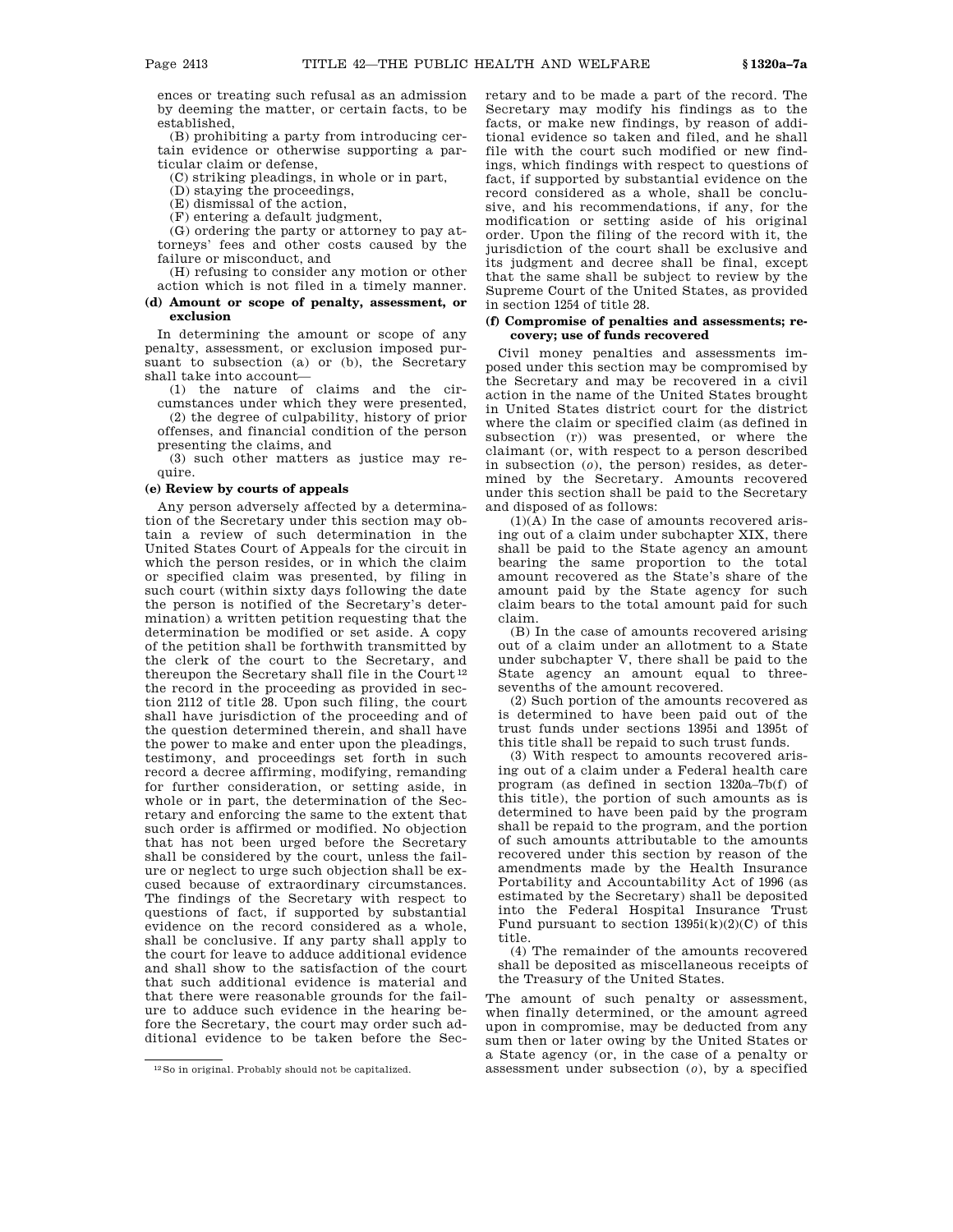ences or treating such refusal as an admission by deeming the matter, or certain facts, to be established,

(B) prohibiting a party from introducing certain evidence or otherwise supporting a particular claim or defense,

(C) striking pleadings, in whole or in part,

(D) staying the proceedings,

(E) dismissal of the action,

(F) entering a default judgment,

(G) ordering the party or attorney to pay attorneys' fees and other costs caused by the failure or misconduct, and

(H) refusing to consider any motion or other action which is not filed in a timely manner.

**(d) Amount or scope of penalty, assessment, or exclusion**

In determining the amount or scope of any penalty, assessment, or exclusion imposed pursuant to subsection (a) or (b), the Secretary shall take into account—

(1) the nature of claims and the circumstances under which they were presented,

(2) the degree of culpability, history of prior offenses, and financial condition of the person presenting the claims, and

(3) such other matters as justice may require.

**(e) Review by courts of appeals**

Any person adversely affected by a determination of the Secretary under this section may obtain a review of such determination in the United States Court of Appeals for the circuit in which the person resides, or in which the claim or specified claim was presented, by filing in such court (within sixty days following the date the person is notified of the Secretary's determination) a written petition requesting that the determination be modified or set aside. A copy of the petition shall be forthwith transmitted by the clerk of the court to the Secretary, and thereupon the Secretary shall file in the Court[12] the record in the proceeding as provided in section 2112 of title 28. Upon such filing, the court shall have jurisdiction of the proceeding and of the question determined therein, and shall have the power to make and enter upon the pleadings, testimony, and proceedings set forth in such record a decree affirming, modifying, remanding for further consideration, or setting aside, in whole or in part, the determination of the Secretary and enforcing the same to the extent that such order is affirmed or modified. No objection that has not been urged before the Secretary shall be considered by the court, unless the failure or neglect to urge such objection shall be excused because of extraordinary circumstances. The findings of the Secretary with respect to questions of fact, if supported by substantial evidence on the record considered as a whole, shall be conclusive. If any party shall apply to the court for leave to adduce additional evidence and shall show to the satisfaction of the court that such additional evidence is material and that there were reasonable grounds for the failure to adduce such evidence in the hearing before the Secretary, the court may order such additional evidence to be taken before the Secretary and to be made a part of the record. The Secretary may modify his findings as to the facts, or make new findings, by reason of additional evidence so taken and filed, and he shall file with the court such modified or new findings, which findings with respect to questions of fact, if supported by substantial evidence on the record considered as a whole, shall be conclusive, and his recommendations, if any, for the modification or setting aside of his original order. Upon the filing of the record with it, the jurisdiction of the court shall be exclusive and its judgment and decree shall be final, except that the same shall be subject to review by the Supreme Court of the United States, as provided in section 1254 of title 28.

**(f) Compromise of penalties and assessments; recovery; use of funds recovered**

Civil money penalties and assessments imposed under this section may be compromised by the Secretary and may be recovered in a civil action in the name of the United States brought in United States district court for the district where the claim or specified claim (as defined in subsection (r)) was presented, or where the claimant (or, with respect to a person described in subsection (*o*), the person) resides, as determined by the Secretary. Amounts recovered under this section shall be paid to the Secretary and disposed of as follows:

(1)(A) In the case of amounts recovered arising out of a claim under subchapter XIX, there shall be paid to the State agency an amount bearing the same proportion to the total amount recovered as the State's share of the amount paid by the State agency for such claim bears to the total amount paid for such claim.

(B) In the case of amounts recovered arising out of a claim under an allotment to a State under subchapter V, there shall be paid to the State agency an amount equal to three-sevenths of the amount recovered.

(2) Such portion of the amounts recovered as is determined to have been paid out of the trust funds under sections 1395i and 1395t of this title shall be repaid to such trust funds.

(3) With respect to amounts recovered arising out of a claim under a Federal health care program (as defined in section 1320a–7b(f) of this title), the portion of such amounts as is determined to have been paid by the program shall be repaid to the program, and the portion of such amounts attributable to the amounts recovered under this section by reason of the amendments made by the Health Insurance Portability and Accountability Act of 1996 (as estimated by the Secretary) shall be deposited into the Federal Hospital Insurance Trust Fund pursuant to section 1395i(k)(2)(C) of this title.

(4) The remainder of the amounts recovered shall be deposited as miscellaneous receipts of the Treasury of the United States.

The amount of such penalty or assessment, when finally determined, or the amount agreed upon in compromise, may be deducted from any sum then or later owing by the United States or a State agency (or, in the case of a penalty or assessment under subsection (*o*), by a specified

[12] So in original. Probably should not be capitalized.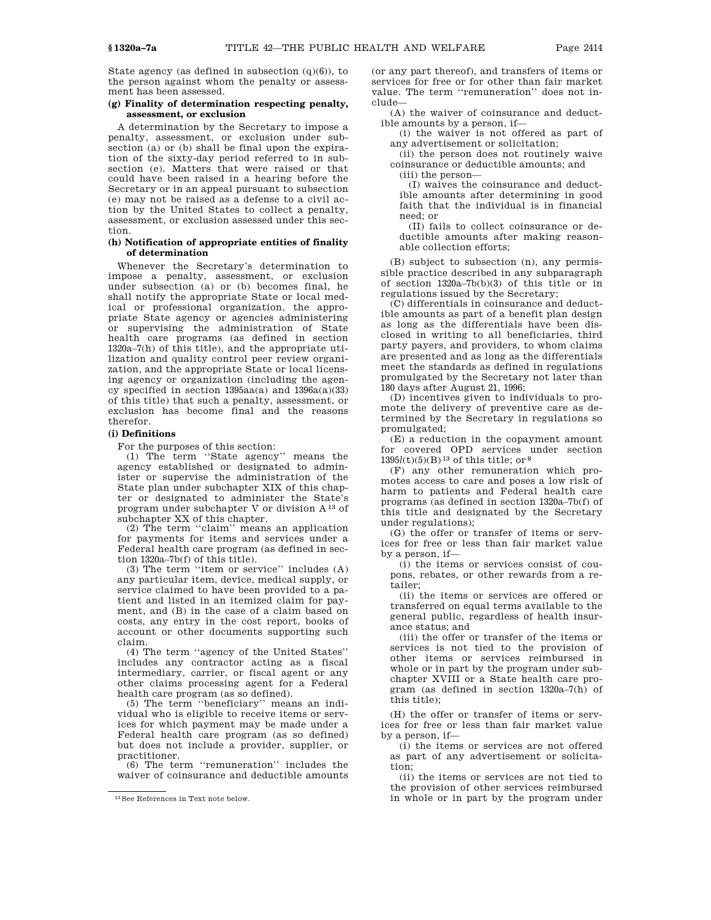State agency (as defined in subsection (q)(6)), to the person against whom the penalty or assessment has been assessed.

#### (g) Finality of determination respecting penalty, assessment, or exclusion

A determination by the Secretary to impose a penalty, assessment, or exclusion under subsection (a) or (b) shall be final upon the expiration of the sixty-day period referred to in subsection (e). Matters that were raised or that could have been raised in a hearing before the Secretary or in an appeal pursuant to subsection (e) may not be raised as a defense to a civil action by the United States to collect a penalty, assessment, or exclusion assessed under this section.

#### (h) Notification of appropriate entities of finality of determination

Whenever the Secretary's determination to impose a penalty, assessment, or exclusion under subsection (a) or (b) becomes final, he shall notify the appropriate State or local medical or professional organization, the appropriate State agency or agencies administering or supervising the administration of State health care programs (as defined in section 1320a–7(h) of this title), and the appropriate utilization and quality control peer review organization, and the appropriate State or local licensing agency or organization (including the agency specified in section 1395aa(a) and 1396a(a)(33) of this title) that such a penalty, assessment, or exclusion has become final and the reasons therefor.

#### (i) Definitions

For the purposes of this section:

(1) The term "State agency" means the agency established or designated to administer or supervise the administration of the State plan under subchapter XIX of this chapter or designated to administer the State's program under subchapter V or division A [13] of subchapter XX of this chapter.

(2) The term "claim" means an application for payments for items and services under a Federal health care program (as defined in section 1320a–7b(f) of this title).

(3) The term "item or service" includes (A) any particular item, device, medical supply, or service claimed to have been provided to a patient and listed in an itemized claim for payment, and (B) in the case of a claim based on costs, any entry in the cost report, books of account or other documents supporting such claim.

(4) The term "agency of the United States" includes any contractor acting as a fiscal intermediary, carrier, or fiscal agent or any other claims processing agent for a Federal health care program (as so defined).

(5) The term "beneficiary" means an individual who is eligible to receive items or services for which payment may be made under a Federal health care program (as so defined) but does not include a provider, supplier, or practitioner.

(6) The term "remuneration" includes the waiver of coinsurance and deductible amounts (or any part thereof), and transfers of items or services for free or for other than fair market value. The term "remuneration" does not include—

(A) the waiver of coinsurance and deductible amounts by a person, if—

(i) the waiver is not offered as part of any advertisement or solicitation;

(ii) the person does not routinely waive coinsurance or deductible amounts; and

(iii) the person—

(I) waives the coinsurance and deductible amounts after determining in good faith that the individual is in financial need; or

(II) fails to collect coinsurance or deductible amounts after making reasonable collection efforts;

(B) subject to subsection (n), any permissible practice described in any subparagraph of section 1320a–7b(b)(3) of this title or in regulations issued by the Secretary;

(C) differentials in coinsurance and deductible amounts as part of a benefit plan design as long as the differentials have been disclosed in writing to all beneficiaries, third party payers, and providers, to whom claims are presented and as long as the differentials meet the standards as defined in regulations promulgated by the Secretary not later than 180 days after August 21, 1996;

(D) incentives given to individuals to promote the delivery of preventive care as determined by the Secretary in regulations so promulgated;

(E) a reduction in the copayment amount for covered OPD services under section 1395*l*(t)(5)(B) [13] of this title; or [8]

(F) any other remuneration which promotes access to care and poses a low risk of harm to patients and Federal health care programs (as defined in section 1320a–7b(f) of this title and designated by the Secretary under regulations);

(G) the offer or transfer of items or services for free or less than fair market value by a person, if—

(i) the items or services consist of coupons, rebates, or other rewards from a retailer;

(ii) the items or services are offered or transferred on equal terms available to the general public, regardless of health insurance status; and

(iii) the offer or transfer of the items or services is not tied to the provision of other items or services reimbursed in whole or in part by the program under subchapter XVIII or a State health care program (as defined in section 1320a–7(h) of this title);

(H) the offer or transfer of items or services for free or less than fair market value by a person, if—

(i) the items or services are not offered as part of any advertisement or solicitation;

(ii) the items or services are not tied to the provision of other services reimbursed in whole or in part by the program under

[13] See References in Text note below.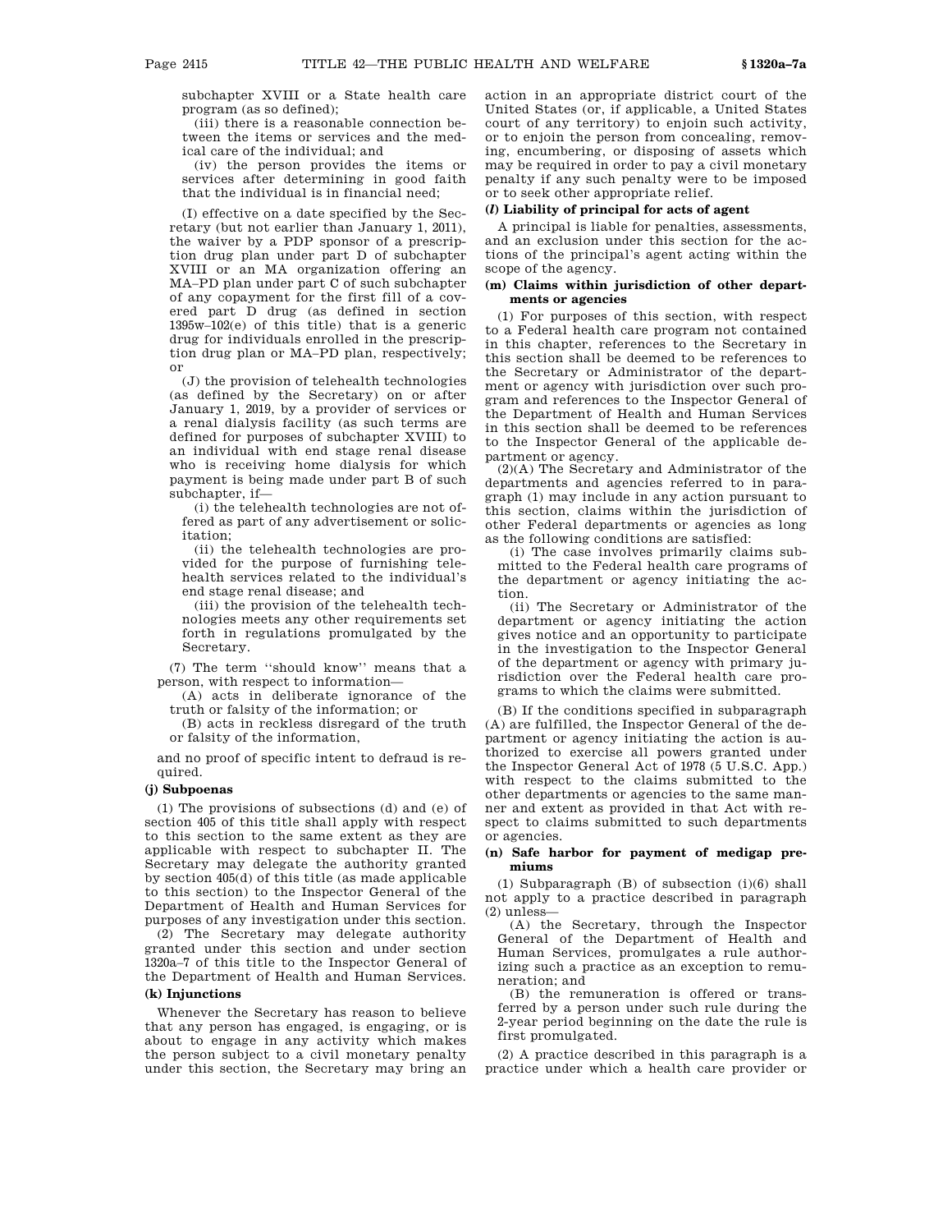subchapter XVIII or a State health care program (as so defined);

(iii) there is a reasonable connection between the items or services and the medical care of the individual; and

(iv) the person provides the items or services after determining in good faith that the individual is in financial need;

(I) effective on a date specified by the Secretary (but not earlier than January 1, 2011), the waiver by a PDP sponsor of a prescription drug plan under part D of subchapter XVIII or an MA organization offering an MA–PD plan under part C of such subchapter of any copayment for the first fill of a covered part D drug (as defined in section 1395w–102(e) of this title) that is a generic drug for individuals enrolled in the prescription drug plan or MA–PD plan, respectively; or

(J) the provision of telehealth technologies (as defined by the Secretary) on or after January 1, 2019, by a provider of services or a renal dialysis facility (as such terms are defined for purposes of subchapter XVIII) to an individual with end stage renal disease who is receiving home dialysis for which payment is being made under part B of such subchapter, if—

(i) the telehealth technologies are not offered as part of any advertisement or solicitation;

(ii) the telehealth technologies are provided for the purpose of furnishing telehealth services related to the individual's end stage renal disease; and

(iii) the provision of the telehealth technologies meets any other requirements set forth in regulations promulgated by the Secretary.

(7) The term ''should know'' means that a person, with respect to information—

(A) acts in deliberate ignorance of the truth or falsity of the information; or

(B) acts in reckless disregard of the truth or falsity of the information,

and no proof of specific intent to defraud is required.

#### (j) Subpoenas

(1) The provisions of subsections (d) and (e) of section 405 of this title shall apply with respect to this section to the same extent as they are applicable with respect to subchapter II. The Secretary may delegate the authority granted by section 405(d) of this title (as made applicable to this section) to the Inspector General of the Department of Health and Human Services for purposes of any investigation under this section.

(2) The Secretary may delegate authority granted under this section and under section 1320a–7 of this title to the Inspector General of the Department of Health and Human Services.

#### (k) Injunctions

Whenever the Secretary has reason to believe that any person has engaged, is engaging, or is about to engage in any activity which makes the person subject to a civil monetary penalty under this section, the Secretary may bring an action in an appropriate district court of the United States (or, if applicable, a United States court of any territory) to enjoin such activity, or to enjoin the person from concealing, removing, encumbering, or disposing of assets which may be required in order to pay a civil monetary penalty if any such penalty were to be imposed or to seek other appropriate relief.

#### (*l*) Liability of principal for acts of agent

A principal is liable for penalties, assessments, and an exclusion under this section for the actions of the principal's agent acting within the scope of the agency.

#### (m) Claims within jurisdiction of other departments or agencies

(1) For purposes of this section, with respect to a Federal health care program not contained in this chapter, references to the Secretary in this section shall be deemed to be references to the Secretary or Administrator of the department or agency with jurisdiction over such program and references to the Inspector General of the Department of Health and Human Services in this section shall be deemed to be references to the Inspector General of the applicable department or agency.

(2)(A) The Secretary and Administrator of the departments and agencies referred to in paragraph (1) may include in any action pursuant to this section, claims within the jurisdiction of other Federal departments or agencies as long as the following conditions are satisfied:

(i) The case involves primarily claims submitted to the Federal health care programs of the department or agency initiating the action.

(ii) The Secretary or Administrator of the department or agency initiating the action gives notice and an opportunity to participate in the investigation to the Inspector General of the department or agency with primary jurisdiction over the Federal health care programs to which the claims were submitted.

(B) If the conditions specified in subparagraph (A) are fulfilled, the Inspector General of the department or agency initiating the action is authorized to exercise all powers granted under the Inspector General Act of 1978 (5 U.S.C. App.) with respect to the claims submitted to the other departments or agencies to the same manner and extent as provided in that Act with respect to claims submitted to such departments or agencies.

#### (n) Safe harbor for payment of medigap premiums

(1) Subparagraph (B) of subsection (i)(6) shall not apply to a practice described in paragraph (2) unless—

(A) the Secretary, through the Inspector General of the Department of Health and Human Services, promulgates a rule authorizing such a practice as an exception to remuneration; and

(B) the remuneration is offered or transferred by a person under such rule during the 2-year period beginning on the date the rule is first promulgated.

(2) A practice described in this paragraph is a practice under which a health care provider or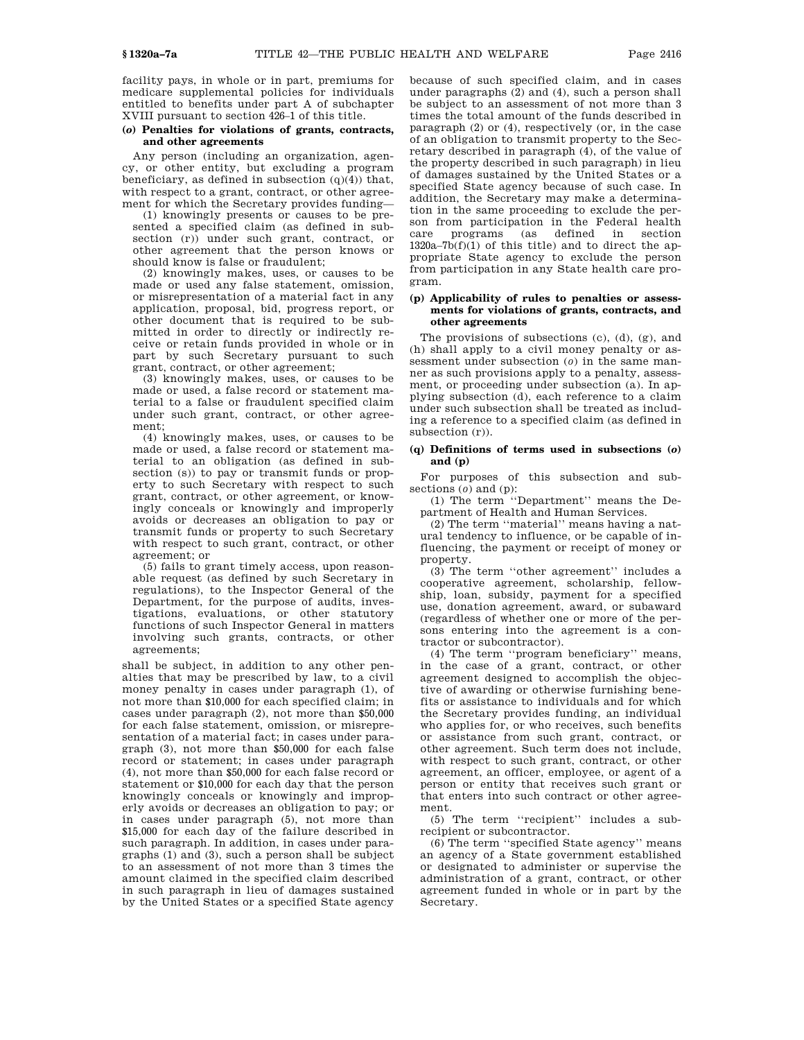facility pays, in whole or in part, premiums for medicare supplemental policies for individuals entitled to benefits under part A of subchapter XVIII pursuant to section 426–1 of this title.

### (*o*) Penalties for violations of grants, contracts, and other agreements

Any person (including an organization, agency, or other entity, but excluding a program beneficiary, as defined in subsection (q)(4)) that, with respect to a grant, contract, or other agreement for which the Secretary provides funding—

(1) knowingly presents or causes to be presented a specified claim (as defined in subsection (r)) under such grant, contract, or other agreement that the person knows or should know is false or fraudulent;

(2) knowingly makes, uses, or causes to be made or used any false statement, omission, or misrepresentation of a material fact in any application, proposal, bid, progress report, or other document that is required to be submitted in order to directly or indirectly receive or retain funds provided in whole or in part by such Secretary pursuant to such grant, contract, or other agreement;

(3) knowingly makes, uses, or causes to be made or used, a false record or statement material to a false or fraudulent specified claim under such grant, contract, or other agreement;

(4) knowingly makes, uses, or causes to be made or used, a false record or statement material to an obligation (as defined in subsection (s)) to pay or transmit funds or property to such Secretary with respect to such grant, contract, or other agreement, or knowingly conceals or knowingly and improperly avoids or decreases an obligation to pay or transmit funds or property to such Secretary with respect to such grant, contract, or other agreement; or

(5) fails to grant timely access, upon reasonable request (as defined by such Secretary in regulations), to the Inspector General of the Department, for the purpose of audits, investigations, evaluations, or other statutory functions of such Inspector General in matters involving such grants, contracts, or other agreements;

shall be subject, in addition to any other penalties that may be prescribed by law, to a civil money penalty in cases under paragraph (1), of not more than $10,000 for each specified claim; in cases under paragraph (2), not more than $50,000 for each false statement, omission, or misrepresentation of a material fact; in cases under paragraph (3), not more than $50,000 for each false record or statement; in cases under paragraph (4), not more than $50,000 for each false record or statement or $10,000 for each day that the person knowingly conceals or knowingly and improperly avoids or decreases an obligation to pay; or in cases under paragraph (5), not more than $15,000 for each day of the failure described in such paragraph. In addition, in cases under paragraphs (1) and (3), such a person shall be subject to an assessment of not more than 3 times the amount claimed in the specified claim described in such paragraph in lieu of damages sustained by the United States or a specified State agency because of such specified claim, and in cases under paragraphs (2) and (4), such a person shall be subject to an assessment of not more than 3 times the total amount of the funds described in paragraph (2) or (4), respectively (or, in the case of an obligation to transmit property to the Secretary described in paragraph (4), of the value of the property described in such paragraph) in lieu of damages sustained by the United States or a specified State agency because of such case. In addition, the Secretary may make a determination in the same proceeding to exclude the person from participation in the Federal health care programs (as defined in section 1320a–7b(f)(1) of this title) and to direct the appropriate State agency to exclude the person from participation in any State health care program.

### (p) Applicability of rules to penalties or assessments for violations of grants, contracts, and other agreements

The provisions of subsections (c), (d), (g), and (h) shall apply to a civil money penalty or assessment under subsection (*o*) in the same manner as such provisions apply to a penalty, assessment, or proceeding under subsection (a). In applying subsection (d), each reference to a claim under such subsection shall be treated as including a reference to a specified claim (as defined in subsection (r)).

### (q) Definitions of terms used in subsections (*o*) and (p)

For purposes of this subsection and subsections (*o*) and (p):

(1) The term "Department" means the Department of Health and Human Services.

(2) The term "material" means having a natural tendency to influence, or be capable of influencing, the payment or receipt of money or property.

(3) The term "other agreement" includes a cooperative agreement, scholarship, fellowship, loan, subsidy, payment for a specified use, donation agreement, award, or subaward (regardless of whether one or more of the persons entering into the agreement is a contractor or subcontractor).

(4) The term "program beneficiary" means, in the case of a grant, contract, or other agreement designed to accomplish the objective of awarding or otherwise furnishing benefits or assistance to individuals and for which the Secretary provides funding, an individual who applies for, or who receives, such benefits or assistance from such grant, contract, or other agreement. Such term does not include, with respect to such grant, contract, or other agreement, an officer, employee, or agent of a person or entity that receives such grant or that enters into such contract or other agreement.

(5) The term "recipient" includes a subrecipient or subcontractor.

(6) The term "specified State agency" means an agency of a State government established or designated to administer or supervise the administration of a grant, contract, or other agreement funded in whole or in part by the Secretary.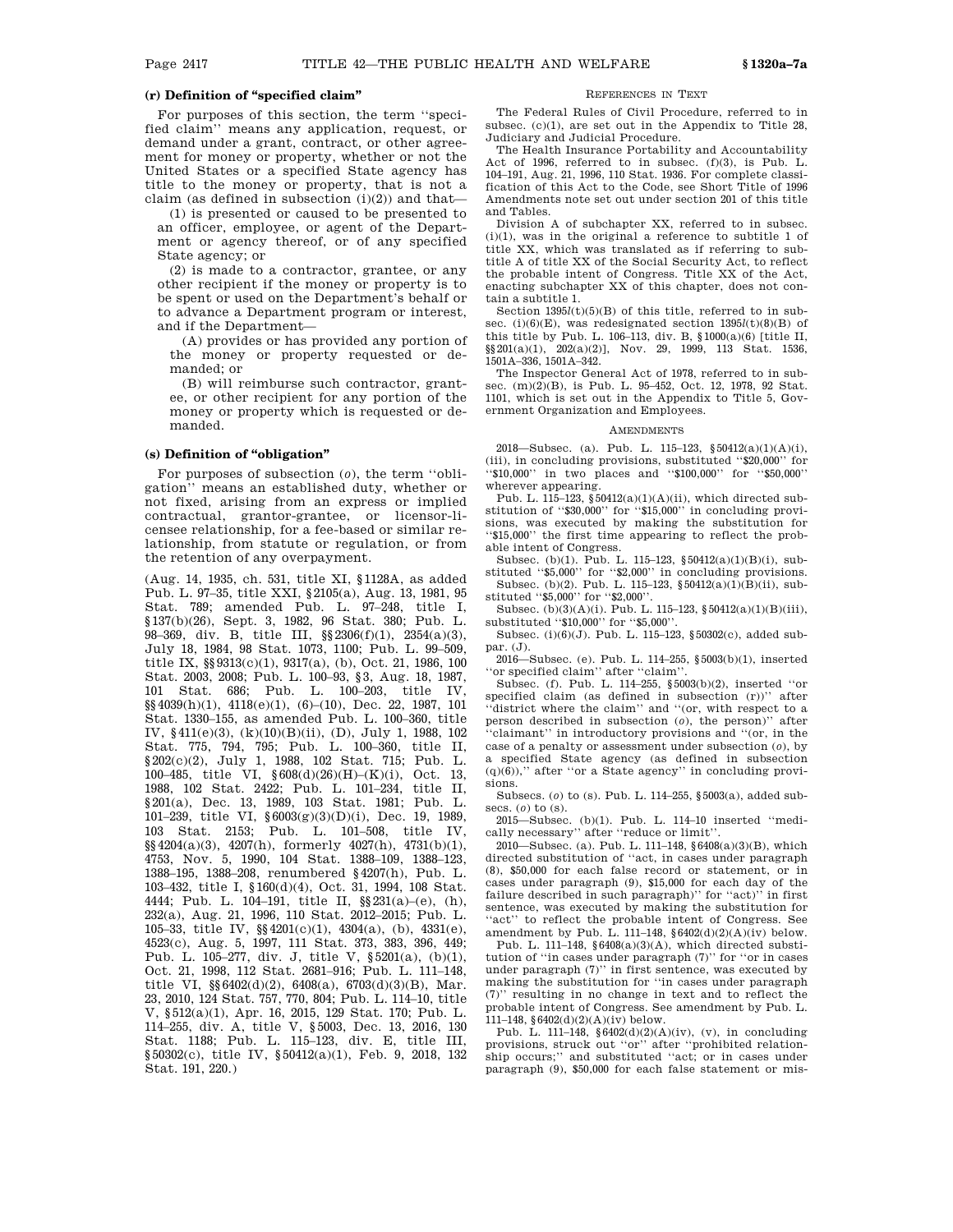### (r) Definition of "specified claim"

For purposes of this section, the term ''specified claim'' means any application, request, or demand under a grant, contract, or other agreement for money or property, whether or not the United States or a specified State agency has title to the money or property, that is not a claim (as defined in subsection (i)(2)) and that—

(1) is presented or caused to be presented to an officer, employee, or agent of the Department or agency thereof, or of any specified State agency; or

(2) is made to a contractor, grantee, or any other recipient if the money or property is to be spent or used on the Department's behalf or to advance a Department program or interest, and if the Department—

(A) provides or has provided any portion of the money or property requested or demanded; or

(B) will reimburse such contractor, grantee, or other recipient for any portion of the money or property which is requested or demanded.

### (s) Definition of "obligation"

For purposes of subsection (*o*), the term ''obligation'' means an established duty, whether or not fixed, arising from an express or implied contractual, grantor-grantee, or licensor-licensee relationship, for a fee-based or similar relationship, from statute or regulation, or from the retention of any overpayment.

(Aug. 14, 1935, ch. 531, title XI, §1128A, as added Pub. L. 97–35, title XXI, §2105(a), Aug. 13, 1981, 95 Stat. 789; amended Pub. L. 97–248, title I, §137(b)(26), Sept. 3, 1982, 96 Stat. 380; Pub. L. 98–369, div. B, title III, §§2306(f)(1), 2354(a)(3), July 18, 1984, 98 Stat. 1073, 1100; Pub. L. 99–509, title IX, §§9313(c)(1), 9317(a), (b), Oct. 21, 1986, 100 Stat. 2003, 2008; Pub. L. 100–93, §3, Aug. 18, 1987, 101 Stat. 686; Pub. L. 100–203, title IV, §§4039(h)(1), 4118(e)(1), (6)–(10), Dec. 22, 1987, 101 Stat. 1330–155, as amended Pub. L. 100–360, title IV, §411(e)(3), (k)(10)(B)(ii), (D), July 1, 1988, 102 Stat. 775, 794, 795; Pub. L. 100–360, title II, §202(c)(2), July 1, 1988, 102 Stat. 715; Pub. L. 100–485, title VI, §608(d)(26)(H)–(K)(i), Oct. 13, 1988, 102 Stat. 2422; Pub. L. 101–234, title II, §201(a), Dec. 13, 1989, 103 Stat. 1981; Pub. L. 101–239, title VI, §6003(g)(3)(D)(i), Dec. 19, 1989, 103 Stat. 2153; Pub. L. 101–508, title IV, §§4204(a)(3), 4207(h), formerly 4027(h), 4731(b)(1), 4753, Nov. 5, 1990, 104 Stat. 1388–109, 1388–123, 1388–195, 1388–208, renumbered §4207(h), Pub. L. 103–432, title I, §160(d)(4), Oct. 31, 1994, 108 Stat. 4444; Pub. L. 104–191, title II, §§231(a)–(e), (h), 232(a), Aug. 21, 1996, 110 Stat. 2012–2015; Pub. L. 105–33, title IV, §§4201(c)(1), 4304(a), (b), 4331(e), 4523(c), Aug. 5, 1997, 111 Stat. 373, 383, 396, 449; Pub. L. 105–277, div. J, title V, §5201(a), (b)(1), Oct. 21, 1998, 112 Stat. 2681–916; Pub. L. 111–148, title VI, §§6402(d)(2), 6408(a), 6703(d)(3)(B), Mar. 23, 2010, 124 Stat. 757, 770, 804; Pub. L. 114–10, title V, §512(a)(1), Apr. 16, 2015, 129 Stat. 170; Pub. L. 114–255, div. A, title V, §5003, Dec. 13, 2016, 130 Stat. 1188; Pub. L. 115–123, div. E, title III, §50302(c), title IV, §50412(a)(1), Feb. 9, 2018, 132 Stat. 191, 220.)

REFERENCES IN TEXT

The Federal Rules of Civil Procedure, referred to in subsec. (c)(1), are set out in the Appendix to Title 28, Judiciary and Judicial Procedure.

The Health Insurance Portability and Accountability Act of 1996, referred to in subsec. (f)(3), is Pub. L. 104–191, Aug. 21, 1996, 110 Stat. 1936. For complete classification of this Act to the Code, see Short Title of 1996 Amendments note set out under section 201 of this title and Tables.

Division A of subchapter XX, referred to in subsec. (i)(1), was in the original a reference to subtitle 1 of title XX, which was translated as if referring to subtitle A of title XX of the Social Security Act, to reflect the probable intent of Congress. Title XX of the Act, enacting subchapter XX of this chapter, does not contain a subtitle 1.

Section 1395*l*(t)(5)(B) of this title, referred to in subsec. (i)(6)(E), was redesignated section 1395*l*(t)(8)(B) of this title by Pub. L. 106–113, div. B, §1000(a)(6) [title II, §§201(a)(1), 202(a)(2)], Nov. 29, 1999, 113 Stat. 1536, 1501A–336, 1501A–342.

The Inspector General Act of 1978, referred to in subsec. (m)(2)(B), is Pub. L. 95–452, Oct. 12, 1978, 92 Stat. 1101, which is set out in the Appendix to Title 5, Government Organization and Employees.

AMENDMENTS

2018—Subsec. (a). Pub. L. 115–123, §50412(a)(1)(A)(i), (iii), in concluding provisions, substituted ''$20,000'' for ''$10,000'' in two places and ''$100,000'' for ''$50,000'' wherever appearing.

Pub. L. 115–123, §50412(a)(1)(A)(ii), which directed substitution of ''$30,000'' for ''$15,000'' in concluding provisions, was executed by making the substitution for ''$15,000'' the first time appearing to reflect the probable intent of Congress.

Subsec. (b)(1). Pub. L. 115–123, §50412(a)(1)(B)(i), substituted ''$5,000'' for ''$2,000'' in concluding provisions.

Subsec. (b)(2). Pub. L. 115–123, §50412(a)(1)(B)(ii), substituted ''$5,000'' for ''$2,000''.

Subsec. (b)(3)(A)(i). Pub. L. 115–123, §50412(a)(1)(B)(iii), substituted ''$10,000'' for ''$5,000''.

Subsec. (i)(6)(J). Pub. L. 115–123, §50302(c), added subpar. (J).

2016—Subsec. (e). Pub. L. 114–255, §5003(b)(1), inserted ''or specified claim'' after ''claim''.

Subsec. (f). Pub. L. 114–255, §5003(b)(2), inserted ''or specified claim (as defined in subsection (r))'' after ''district where the claim'' and ''(or, with respect to a person described in subsection (*o*), the person)'' after ''claimant'' in introductory provisions and ''(or, in the case of a penalty or assessment under subsection (*o*), by a specified State agency (as defined in subsection (q)(6)),'' after ''or a State agency'' in concluding provisions.

Subsecs. (*o*) to (s). Pub. L. 114–255, §5003(a), added subsecs. (*o*) to (s).

2015—Subsec. (b)(1). Pub. L. 114–10 inserted ''medically necessary'' after ''reduce or limit''.

2010—Subsec. (a). Pub. L. 111–148, §6408(a)(3)(B), which directed substitution of ''act, in cases under paragraph (8), $50,000 for each false record or statement, or in cases under paragraph (9), $15,000 for each day of the failure described in such paragraph)'' for ''act)'' in first sentence, was executed by making the substitution for ''act'' to reflect the probable intent of Congress. See amendment by Pub. L. 111–148, §6402(d)(2)(A)(iv) below.

Pub. L. 111–148, §6408(a)(3)(A), which directed substitution of ''in cases under paragraph (7)'' for ''or in cases under paragraph (7)'' in first sentence, was executed by making the substitution for ''in cases under paragraph (7)'' resulting in no change in text and to reflect the probable intent of Congress. See amendment by Pub. L. 111–148, §6402(d)(2)(A)(iv) below.

Pub. L. 111–148, §6402(d)(2)(A)(iv), (v), in concluding provisions, struck out ''or'' after ''prohibited relationship occurs;'' and substituted ''act; or in cases under paragraph (9), $50,000 for each false statement or mis-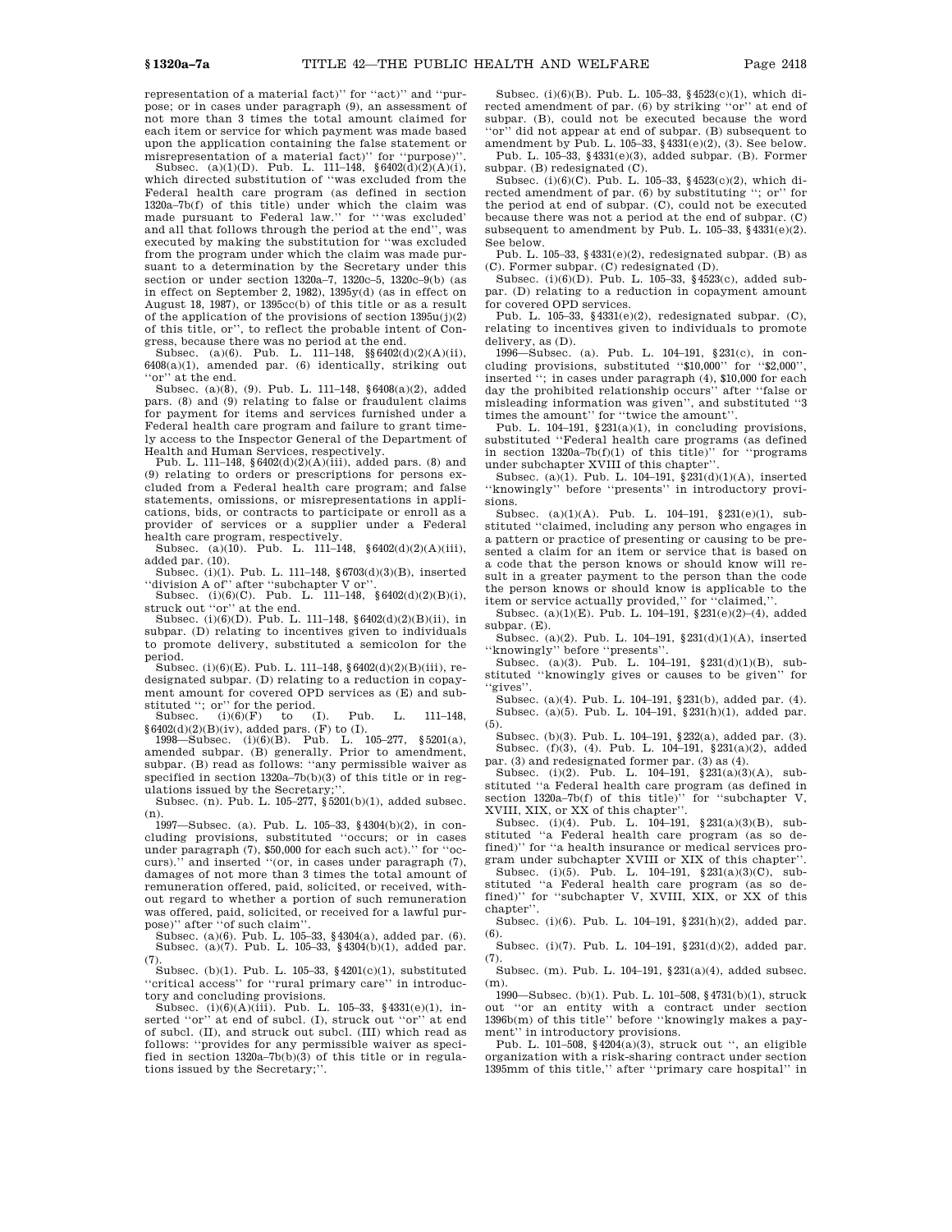representation of a material fact)'' for ''act)'' and ''purpose; or in cases under paragraph (9), an assessment of not more than 3 times the total amount claimed for each item or service for which payment was made based upon the application containing the false statement or misrepresentation of a material fact)'' for ''purpose)''.

Subsec. (a)(1)(D). Pub. L. 111–148, §6402(d)(2)(A)(i), which directed substitution of ''was excluded from the Federal health care program (as defined in section 1320a–7b(f) of this title) under which the claim was made pursuant to Federal law.'' for '''was excluded' and all that follows through the period at the end'', was executed by making the substitution for ''was excluded from the program under which the claim was made pursuant to a determination by the Secretary under this section or under section 1320a–7, 1320c–5, 1320c–9(b) (as in effect on September 2, 1982), 1395y(d) (as in effect on August 18, 1987), or 1395cc(b) of this title or as a result of the application of the provisions of section 1395u(j)(2) of this title, or'', to reflect the probable intent of Congress, because there was no period at the end.

Subsec. (a)(6). Pub. L. 111–148, §§6402(d)(2)(A)(ii), 6408(a)(1), amended par. (6) identically, striking out ''or'' at the end.

Subsec. (a)(8), (9). Pub. L. 111–148, §6408(a)(2), added pars. (8) and (9) relating to false or fraudulent claims for payment for items and services furnished under a Federal health care program and failure to grant timely access to the Inspector General of the Department of Health and Human Services, respectively.

Pub. L. 111–148, §6402(d)(2)(A)(iii), added pars. (8) and (9) relating to orders or prescriptions for persons excluded from a Federal health care program; and false statements, omissions, or misrepresentations in applications, bids, or contracts to participate or enroll as a provider of services or a supplier under a Federal health care program, respectively.

Subsec. (a)(10). Pub. L. 111–148, §6402(d)(2)(A)(iii), added par. (10).

Subsec. (i)(1). Pub. L. 111–148, §6703(d)(3)(B), inserted ''division A of'' after ''subchapter V or''.

Subsec. (i)(6)(C). Pub. L. 111–148, §6402(d)(2)(B)(i), struck out ''or'' at the end.

Subsec. (i)(6)(D). Pub. L. 111–148, §6402(d)(2)(B)(ii), in subpar. (D) relating to incentives given to individuals to promote delivery, substituted a semicolon for the period.

Subsec. (i)(6)(E). Pub. L. 111–148, §6402(d)(2)(B)(iii), redesignated subpar. (D) relating to a reduction in copayment amount for covered OPD services as (E) and substituted ''; or'' for the period.

Subsec. (i)(6)(F) to (I). Pub. L. 111–148, §6402(d)(2)(B)(iv), added pars. (F) to (I).

1998—Subsec. (i)(6)(B). Pub. L. 105–277, §5201(a), amended subpar. (B) generally. Prior to amendment, subpar. (B) read as follows: ''any permissible waiver as specified in section 1320a–7b(b)(3) of this title or in regulations issued by the Secretary;''.

Subsec. (n). Pub. L. 105–277, §5201(b)(1), added subsec. (n).

1997—Subsec. (a). Pub. L. 105–33, §4304(b)(2), in concluding provisions, substituted ''occurs; or in cases under paragraph (7), $50,000 for each such act).'' for ''occurs).'' and inserted ''(or, in cases under paragraph (7), damages of not more than 3 times the total amount of remuneration offered, paid, solicited, or received, without regard to whether a portion of such remuneration was offered, paid, solicited, or received for a lawful purpose)'' after ''of such claim''.

Subsec. (a)(6). Pub. L. 105–33, §4304(a), added par. (6).

Subsec. (a)(7). Pub. L. 105–33, §4304(b)(1), added par. (7).

Subsec. (b)(1). Pub. L. 105–33, §4201(c)(1), substituted ''critical access'' for ''rural primary care'' in introductory and concluding provisions.

Subsec. (i)(6)(A)(iii). Pub. L. 105–33, §4331(e)(1), inserted ''or'' at end of subcl. (I), struck out ''or'' at end of subcl. (II), and struck out subcl. (III) which read as follows: ''provides for any permissible waiver as specified in section 1320a–7b(b)(3) of this title or in regulations issued by the Secretary;''.

Subsec. (i)(6)(B). Pub. L. 105–33, §4523(c)(1), which directed amendment of par. (6) by striking ''or'' at end of subpar. (B), could not be executed because the word ''or'' did not appear at end of subpar. (B) subsequent to amendment by Pub. L. 105–33, §4331(e)(2), (3). See below.

Pub. L. 105–33, §4331(e)(3), added subpar. (B). Former subpar. (B) redesignated (C).

Subsec. (i)(6)(C). Pub. L. 105–33, §4523(c)(2), which directed amendment of par. (6) by substituting ''; or'' for the period at end of subpar. (C), could not be executed because there was not a period at the end of subpar. (C) subsequent to amendment by Pub. L. 105–33, §4331(e)(2). See below.

Pub. L. 105–33, §4331(e)(2), redesignated subpar. (B) as (C). Former subpar. (C) redesignated (D).

Subsec. (i)(6)(D). Pub. L. 105–33, §4523(c), added subpar. (D) relating to a reduction in copayment amount for covered OPD services.

Pub. L. 105–33, §4331(e)(2), redesignated subpar. (C), relating to incentives given to individuals to promote delivery, as (D).

1996—Subsec. (a). Pub. L. 104–191, §231(c), in concluding provisions, substituted ''$10,000'' for ''$2,000'', inserted ''; in cases under paragraph (4), $10,000 for each day the prohibited relationship occurs'' after ''false or misleading information was given'', and substituted ''3 times the amount'' for ''twice the amount''.

Pub. L. 104–191, §231(a)(1), in concluding provisions, substituted ''Federal health care programs (as defined in section 1320a–7b(f)(1) of this title)'' for ''programs under subchapter XVIII of this chapter''.

Subsec. (a)(1). Pub. L. 104–191, §231(d)(1)(A), inserted ''knowingly'' before ''presents'' in introductory provisions.

Subsec. (a)(1)(A). Pub. L. 104–191, §231(e)(1), substituted ''claimed, including any person who engages in a pattern or practice of presenting or causing to be presented a claim for an item or service that is based on a code that the person knows or should know will result in a greater payment to the person than the code the person knows or should know is applicable to the item or service actually provided,'' for ''claimed,''.

Subsec. (a)(1)(E). Pub. L. 104–191, §231(e)(2)–(4), added subpar. (E).

Subsec. (a)(2). Pub. L. 104–191, §231(d)(1)(A), inserted ''knowingly'' before ''presents''.

Subsec. (a)(3). Pub. L. 104–191, §231(d)(1)(B), substituted ''knowingly gives or causes to be given'' for ''gives''.

Subsec. (a)(4). Pub. L. 104–191, §231(b), added par. (4).

Subsec. (a)(5). Pub. L. 104–191, §231(h)(1), added par. (5).

Subsec. (b)(3). Pub. L. 104–191, §232(a), added par. (3).

Subsec. (f)(3), (4). Pub. L. 104–191, §231(a)(2), added par. (3) and redesignated former par. (3) as (4).

Subsec. (i)(2). Pub. L. 104–191, §231(a)(3)(A), substituted ''a Federal health care program (as defined in section 1320a–7b(f) of this title)'' for ''subchapter V, XVIII, XIX, or XX of this chapter''.

Subsec. (i)(4). Pub. L. 104–191, §231(a)(3)(B), substituted ''a Federal health care program (as so defined)'' for ''a health insurance or medical services program under subchapter XVIII or XIX of this chapter''.

Subsec. (i)(5). Pub. L. 104–191, §231(a)(3)(C), substituted ''a Federal health care program (as so defined)'' for ''subchapter V, XVIII, XIX, or XX of this chapter''.

Subsec. (i)(6). Pub. L. 104–191, §231(h)(2), added par. (6).

Subsec. (i)(7). Pub. L. 104–191, §231(d)(2), added par. (7).

Subsec. (m). Pub. L. 104–191, §231(a)(4), added subsec. (m).

1990—Subsec. (b)(1). Pub. L. 101–508, §4731(b)(1), struck out ''or an entity with a contract under section 1396b(m) of this title'' before ''knowingly makes a payment'' in introductory provisions.

Pub. L. 101–508, §4204(a)(3), struck out '', an eligible organization with a risk-sharing contract under section 1395mm of this title,'' after ''primary care hospital'' in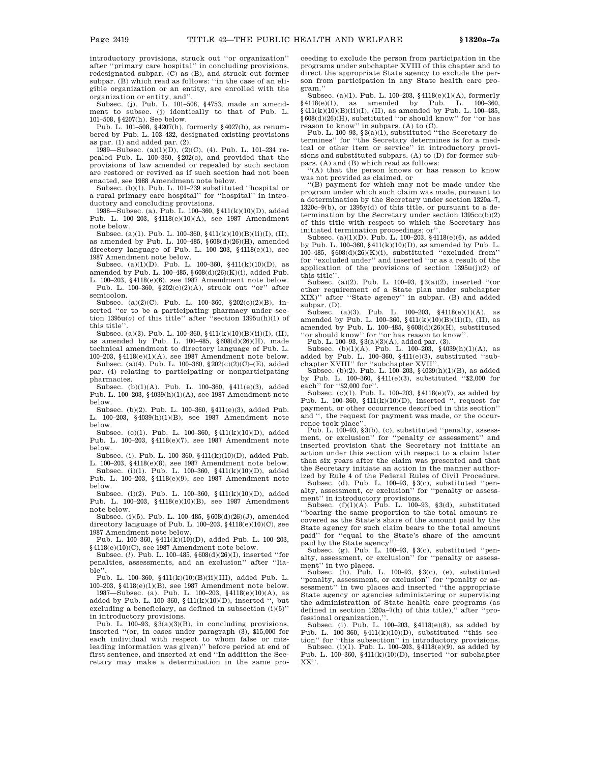introductory provisions, struck out ''or organization'' after ''primary care hospital'' in concluding provisions, redesignated subpar. (C) as (B), and struck out former subpar. (B) which read as follows: ''in the case of an eligible organization or an entity, are enrolled with the organization or entity, and''.

Subsec. (j). Pub. L. 101–508, §4753, made an amendment to subsec. (j) identically to that of Pub. L. 101–508, §4207(h). See below.

Pub. L. 101–508, §4207(h), formerly §4027(h), as renumbered by Pub. L. 103–432, designated existing provisions as par. (1) and added par. (2).

1989—Subsec. (a)(1)(D), (2)(C), (4). Pub. L. 101–234 repealed Pub. L. 100–360, §202(c), and provided that the provisions of law amended or repealed by such section are restored or revived as if such section had not been enacted, see 1988 Amendment note below.

Subsec. (b)(1). Pub. L. 101–239 substituted ''hospital or a rural primary care hospital'' for ''hospital'' in introductory and concluding provisions.

1988—Subsec. (a). Pub. L. 100–360, §411(k)(10)(D), added Pub. L. 100–203, §4118(e)(10)(A), see 1987 Amendment note below.

Subsec. (a)(1). Pub. L. 100–360, §411(k)(10)(B)(ii)(I), (II), as amended by Pub. L. 100–485, §608(d)(26)(H), amended directory language of Pub. L. 100–203, §4118(e)(1), see 1987 Amendment note below.

Subsec. (a)(1)(D). Pub. L. 100–360, §411(k)(10)(D), as amended by Pub. L. 100–485, §608(d)(26)(K)(i), added Pub. L. 100–203, §4118(e)(6), see 1987 Amendment note below.

Pub. L. 100–360, §202(c)(2)(A), struck out ''or'' after semicolon.

Subsec. (a)(2)(C). Pub. L. 100–360, §202(c)(2)(B), inserted ''or to be a participating pharmacy under section 1395u(*o*) of this title'' after ''section 1395u(h)(1) of this title''.

Subsec. (a)(3). Pub. L. 100–360, §411(k)(10)(B)(ii)(I), (II), as amended by Pub. L. 100–485, §608(d)(26)(H), made technical amendment to directory language of Pub. L. 100–203, §4118(e)(1)(A), see 1987 Amendment note below.

Subsec. (a)(4). Pub. L. 100–360, §202(c)(2)(C)–(E), added par. (4) relating to participating or nonparticipating pharmacies.

Subsec. (b)(1)(A). Pub. L. 100–360, §411(e)(3), added Pub. L. 100–203, §4039(h)(1)(A), see 1987 Amendment note below.

Subsec. (b)(2). Pub. L. 100–360, §411(e)(3), added Pub. L. 100–203, §4039(h)(1)(B), see 1987 Amendment note below.

Subsec. (c)(1). Pub. L. 100–360, §411(k)(10)(D), added Pub. L. 100–203, §4118(e)(7), see 1987 Amendment note below.

Subsec. (i). Pub. L. 100–360, §411(k)(10)(D), added Pub. L. 100–203, §4118(e)(8), see 1987 Amendment note below.

Subsec. (i)(1). Pub. L. 100–360, §411(k)(10)(D), added Pub. L. 100–203, §4118(e)(9), see 1987 Amendment note below.

Subsec. (i)(2). Pub. L. 100–360, §411(k)(10)(D), added Pub. L. 100–203, §4118(e)(10)(B), see 1987 Amendment note below.

Subsec. (i)(5). Pub. L. 100–485, §608(d)(26)(J), amended directory language of Pub. L. 100–203, §4118(e)(10)(C), see 1987 Amendment note below.

Pub. L. 100–360, §411(k)(10)(D), added Pub. L. 100–203, §4118(e)(10)(C), see 1987 Amendment note below.

Subsec. (*l*). Pub. L. 100–485, §608(d)(26)(I), inserted ''for penalties, assessments, and an exclusion'' after ''liable''.

Pub. L. 100–360, §411(k)(10)(B)(ii)(III), added Pub. L. 100–203, §4118(e)(1)(B), see 1987 Amendment note below.

1987—Subsec. (a). Pub. L. 100–203, §4118(e)(10)(A), as added by Pub. L. 100–360, §411(k)(10)(D), inserted '', but excluding a beneficiary, as defined in subsection (i)(5)'' in introductory provisions.

Pub. L. 100–93, §3(a)(3)(B), in concluding provisions, inserted ''(or, in cases under paragraph (3), $15,000 for each individual with respect to whom false or misleading information was given)'' before period at end of first sentence, and inserted at end ''In addition the Secretary may make a determination in the same proceeding to exclude the person from participation in the programs under subchapter XVIII of this chapter and to direct the appropriate State agency to exclude the person from participation in any State health care program.''

Subsec. (a)(1). Pub. L. 100–203, §4118(e)(1)(A), formerly §4118(e)(1), as amended by Pub. L. 100–360, §411(k)(10)(B)(ii)(I), (II), as amended by Pub. L. 100–485, §608(d)(26)(H), substituted ''or should know'' for ''or has reason to know'' in subpars. (A) to (C).

Pub. L. 100–93, §3(a)(1), substituted ''the Secretary determines'' for ''the Secretary determines is for a medical or other item or service'' in introductory provisions and substituted subpars. (A) to (D) for former subpars. (A) and (B) which read as follows:

''(A) that the person knows or has reason to know was not provided as claimed, or

''(B) payment for which may not be made under the program under which such claim was made, pursuant to a determination by the Secretary under section 1320a–7, 1320c–9(b), or 1395y(d) of this title, or pursuant to a determination by the Secretary under section 1395cc(b)(2) of this title with respect to which the Secretary has initiated termination proceedings; or''.

Subsec. (a)(1)(D). Pub. L. 100–203, §4118(e)(6), as added by Pub. L. 100–360, §411(k)(10)(D), as amended by Pub. L. 100–485, §608(d)(26)(K)(i), substituted ''excluded from'' for ''excluded under'' and inserted ''or as a result of the application of the provisions of section 1395u(j)(2) of this title''.

Subsec. (a)(2). Pub. L. 100–93, §3(a)(2), inserted ''(or other requirement of a State plan under subchapter XIX)'' after ''State agency'' in subpar. (B) and added subpar. (D).

Subsec. (a)(3). Pub. L. 100–203, §4118(e)(1)(A), as amended by Pub. L. 100–360, §411(k)(10)(B)(ii)(I), (II), as amended by Pub. L. 100–485, §608(d)(26)(H), substituted ''or should know'' for ''or has reason to know''.

Pub. L. 100–93, §3(a)(3)(A), added par. (3).

Subsec. (b)(1)(A). Pub. L. 100–203, §4039(h)(1)(A), as added by Pub. L. 100–360, §411(e)(3), substituted ''subchapter XVIII'' for ''subchapter XVII''.

Subsec. (b)(2). Pub. L. 100–203, §4039(h)(1)(B), as added by Pub. L. 100–360, §411(e)(3), substituted ''$2,000 for each'' for ''$2,000 for''.

Subsec. (c)(1). Pub. L. 100–203, §4118(e)(7), as added by Pub. L. 100–360, §411(k)(10)(D), inserted '', request for payment, or other occurrence described in this section'' and '', the request for payment was made, or the occurrence took place''.

Pub. L. 100–93, §3(b), (c), substituted ''penalty, assessment, or exclusion'' for ''penalty or assessment'' and inserted provision that the Secretary not initiate an action under this section with respect to a claim later than six years after the claim was presented and that the Secretary initiate an action in the manner authorized by Rule 4 of the Federal Rules of Civil Procedure.

Subsec. (d). Pub. L. 100–93, §3(c), substituted ''penalty, assessment, or exclusion'' for ''penalty or assessment'' in introductory provisions.

Subsec. (f)(1)(A). Pub. L. 100–93, §3(d), substituted ''bearing the same proportion to the total amount recovered as the State's share of the amount paid by the State agency for such claim bears to the total amount paid'' for ''equal to the State's share of the amount paid by the State agency''.

Subsec. (g). Pub. L. 100–93, §3(c), substituted ''penalty, assessment, or exclusion'' for ''penalty or assessment'' in two places.

Subsec. (h). Pub. L. 100–93, §3(c), (e), substituted ''penalty, assessment, or exclusion'' for ''penalty or assessment'' in two places and inserted ''the appropriate State agency or agencies administering or supervising the administration of State health care programs (as defined in section 1320a–7(h) of this title),'' after ''professional organization,''.

Subsec. (i). Pub. L. 100–203, §4118(e)(8), as added by Pub. L. 100–360, §411(k)(10)(D), substituted ''this section'' for ''this subsection'' in introductory provisions.

Subsec. (i)(1). Pub. L. 100–203, §4118(e)(9), as added by Pub. L. 100–360, §411(k)(10)(D), inserted ''or subchapter XX''.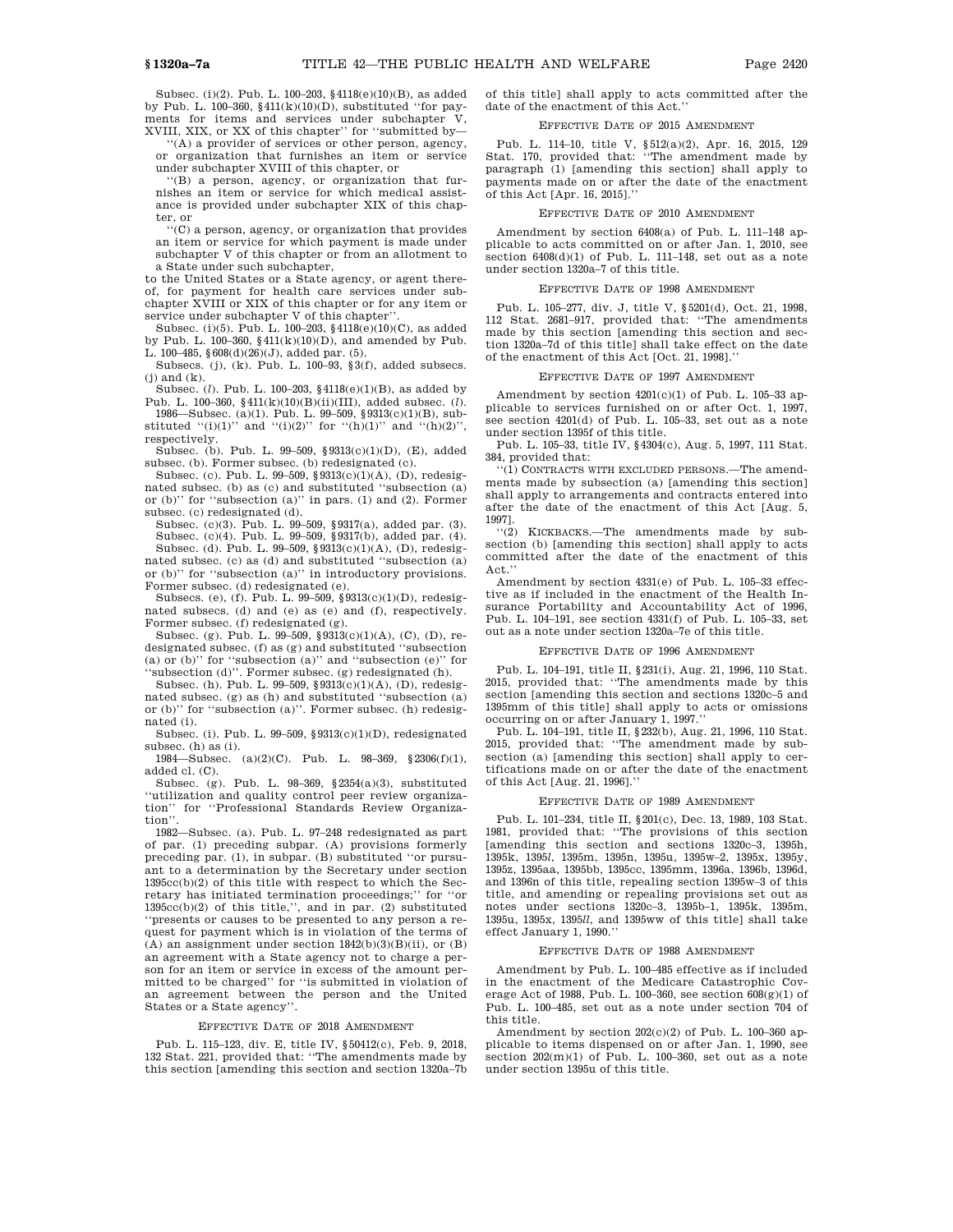Subsec. (i)(2). Pub. L. 100–203, §4118(e)(10)(B), as added by Pub. L. 100–360, §411(k)(10)(D), substituted "for payments for items and services under subchapter V, XVIII, XIX, or XX of this chapter" for "submitted by—

"(A) a provider of services or other person, agency, or organization that furnishes an item or service under subchapter XVIII of this chapter, or

"(B) a person, agency, or organization that furnishes an item or service for which medical assistance is provided under subchapter XIX of this chapter, or

"(C) a person, agency, or organization that provides an item or service for which payment is made under subchapter V of this chapter or from an allotment to a State under such subchapter,

to the United States or a State agency, or agent thereof, for payment for health care services under subchapter XVIII or XIX of this chapter or for any item or service under subchapter V of this chapter".

Subsec. (i)(5). Pub. L. 100–203, §4118(e)(10)(C), as added by Pub. L. 100–360, §411(k)(10)(D), and amended by Pub. L. 100–485, §608(d)(26)(J), added par. (5).

Subsecs. (j), (k). Pub. L. 100–93, §3(f), added subsecs. (j) and (k).

Subsec. (*l*). Pub. L. 100–203, §4118(e)(1)(B), as added by Pub. L. 100–360, §411(k)(10)(B)(ii)(III), added subsec. (*l*).

1986—Subsec. (a)(1). Pub. L. 99–509, §9313(c)(1)(B), substituted "(i)(1)" and "(i)(2)" for "(h)(1)" and "(h)(2)", respectively.

Subsec. (b). Pub. L. 99–509, §9313(c)(1)(D), (E), added subsec. (b). Former subsec. (b) redesignated (c).

Subsec. (c). Pub. L. 99–509, §9313(c)(1)(A), (D), redesignated subsec. (b) as (c) and substituted "subsection (a) or (b)" for "subsection (a)" in pars. (1) and (2). Former subsec. (c) redesignated (d).

Subsec. (c)(3). Pub. L. 99–509, §9317(a), added par. (3).

Subsec. (c)(4). Pub. L. 99–509, §9317(b), added par. (4).

Subsec. (d). Pub. L. 99–509, §9313(c)(1)(A), (D), redesignated subsec. (c) as (d) and substituted "subsection (a) or (b)" for "subsection (a)" in introductory provisions. Former subsec. (d) redesignated (e).

Subsecs. (e), (f). Pub. L. 99–509, §9313(c)(1)(D), redesignated subsecs. (d) and (e) as (e) and (f), respectively. Former subsec. (f) redesignated (g).

Subsec. (g). Pub. L. 99–509, §9313(c)(1)(A), (C), (D), redesignated subsec. (f) as (g) and substituted "subsection (a) or (b)" for "subsection (a)" and "subsection (e)" for "subsection (d)". Former subsec. (g) redesignated (h).

Subsec. (h). Pub. L. 99–509, §9313(c)(1)(A), (D), redesignated subsec. (g) as (h) and substituted "subsection (a) or (b)" for "subsection (a)". Former subsec. (h) redesignated (i).

Subsec. (i). Pub. L. 99–509, §9313(c)(1)(D), redesignated subsec. (h) as (i).

1984—Subsec. (a)(2)(C). Pub. L. 98–369, §2306(f)(1), added cl. (C).

Subsec. (g). Pub. L. 98–369, §2354(a)(3), substituted "utilization and quality control peer review organization" for "Professional Standards Review Organization".

1982—Subsec. (a). Pub. L. 97–248 redesignated as part of par. (1) preceding subpar. (A) provisions formerly preceding par. (1), in subpar. (B) substituted "or pursuant to a determination by the Secretary under section 1395cc(b)(2) of this title with respect to which the Secretary has initiated termination proceedings;" for "or 1395cc(b)(2) of this title,", and in par. (2) substituted "presents or causes to be presented to any person a request for payment which is in violation of the terms of (A) an assignment under section 1842(b)(3)(B)(ii), or (B) an agreement with a State agency not to charge a person for an item or service in excess of the amount permitted to be charged" for "is submitted in violation of an agreement between the person and the United States or a State agency".

EFFECTIVE DATE OF 2018 AMENDMENT

Pub. L. 115–123, div. E, title IV, §50412(c), Feb. 9, 2018, 132 Stat. 221, provided that: "The amendments made by this section [amending this section and section 1320a–7b of this title] shall apply to acts committed after the date of the enactment of this Act."

EFFECTIVE DATE OF 2015 AMENDMENT

Pub. L. 114–10, title V, §512(a)(2), Apr. 16, 2015, 129 Stat. 170, provided that: "The amendment made by paragraph (1) [amending this section] shall apply to payments made on or after the date of the enactment of this Act [Apr. 16, 2015]."

EFFECTIVE DATE OF 2010 AMENDMENT

Amendment by section 6408(a) of Pub. L. 111–148 applicable to acts committed on or after Jan. 1, 2010, see section 6408(d)(1) of Pub. L. 111–148, set out as a note under section 1320a–7 of this title.

EFFECTIVE DATE OF 1998 AMENDMENT

Pub. L. 105–277, div. J, title V, §5201(d), Oct. 21, 1998, 112 Stat. 2681–917, provided that: "The amendments made by this section [amending this section and section 1320a–7d of this title] shall take effect on the date of the enactment of this Act [Oct. 21, 1998]."

EFFECTIVE DATE OF 1997 AMENDMENT

Amendment by section 4201(c)(1) of Pub. L. 105–33 applicable to services furnished on or after Oct. 1, 1997, see section 4201(d) of Pub. L. 105–33, set out as a note under section 1395f of this title.

Pub. L. 105–33, title IV, §4304(c), Aug. 5, 1997, 111 Stat. 384, provided that:

"(1) CONTRACTS WITH EXCLUDED PERSONS.—The amendments made by subsection (a) [amending this section] shall apply to arrangements and contracts entered into after the date of the enactment of this Act [Aug. 5, 1997].

"(2) KICKBACKS.—The amendments made by subsection (b) [amending this section] shall apply to acts committed after the date of the enactment of this Act."

Amendment by section 4331(e) of Pub. L. 105–33 effective as if included in the enactment of the Health Insurance Portability and Accountability Act of 1996, Pub. L. 104–191, see section 4331(f) of Pub. L. 105–33, set out as a note under section 1320a–7e of this title.

EFFECTIVE DATE OF 1996 AMENDMENT

Pub. L. 104–191, title II, §231(i), Aug. 21, 1996, 110 Stat. 2015, provided that: "The amendments made by this section [amending this section and sections 1320c–5 and 1395mm of this title] shall apply to acts or omissions occurring on or after January 1, 1997."

Pub. L. 104–191, title II, §232(b), Aug. 21, 1996, 110 Stat. 2015, provided that: "The amendment made by subsection (a) [amending this section] shall apply to certifications made on or after the date of the enactment of this Act [Aug. 21, 1996]."

EFFECTIVE DATE OF 1989 AMENDMENT

Pub. L. 101–234, title II, §201(c), Dec. 13, 1989, 103 Stat. 1981, provided that: "The provisions of this section [amending this section and sections 1320c–3, 1395h, 1395k, 1395*l*, 1395m, 1395n, 1395u, 1395w–2, 1395x, 1395y, 1395z, 1395aa, 1395bb, 1395cc, 1395mm, 1396a, 1396b, 1396d, and 1396n of this title, repealing section 1395w–3 of this title, and amending or repealing provisions set out as notes under sections 1320c–3, 1395b–1, 1395k, 1395m, 1395u, 1395x, 1395*ll*, and 1395ww of this title] shall take effect January 1, 1990."

EFFECTIVE DATE OF 1988 AMENDMENT

Amendment by Pub. L. 100–485 effective as if included in the enactment of the Medicare Catastrophic Coverage Act of 1988, Pub. L. 100–360, see section 608(g)(1) of Pub. L. 100–485, set out as a note under section 704 of this title.

Amendment by section 202(c)(2) of Pub. L. 100–360 applicable to items dispensed on or after Jan. 1, 1990, see section 202(m)(1) of Pub. L. 100–360, set out as a note under section 1395u of this title.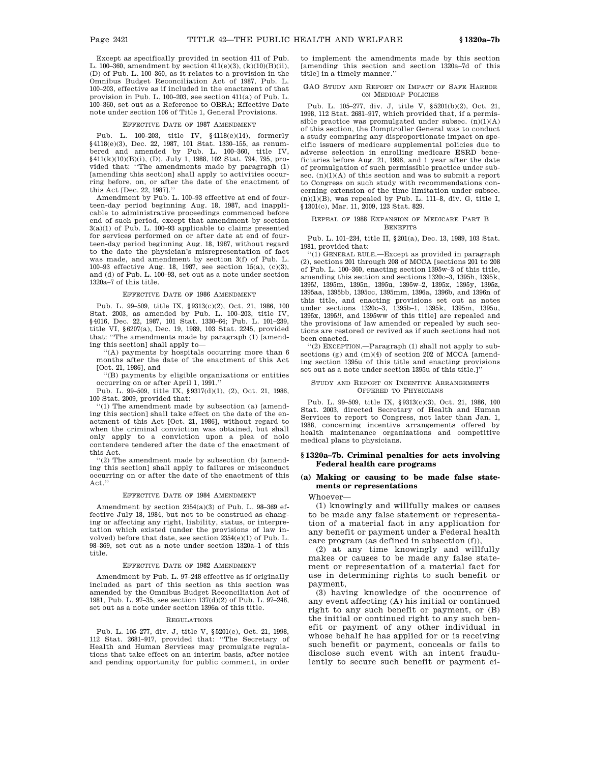Except as specifically provided in section 411 of Pub. L. 100–360, amendment by section 411(e)(3), (k)(10)(B)(ii), (D) of Pub. L. 100–360, as it relates to a provision in the Omnibus Budget Reconciliation Act of 1987, Pub. L. 100–203, effective as if included in the enactment of that provision in Pub. L. 100–203, see section 411(a) of Pub. L. 100–360, set out as a Reference to OBRA; Effective Date note under section 106 of Title 1, General Provisions.

#### EFFECTIVE DATE OF 1987 AMENDMENT

Pub. L. 100–203, title IV, §4118(e)(14), formerly §4118(e)(3), Dec. 22, 1987, 101 Stat. 1330–155, as renumbered and amended by Pub. L. 100–360, title IV, §411(k)(10)(B)(i), (D), July 1, 1988, 102 Stat. 794, 795, provided that: "The amendments made by paragraph (1) [amending this section] shall apply to activities occurring before, on, or after the date of the enactment of this Act [Dec. 22, 1987]."

Amendment by Pub. L. 100–93 effective at end of fourteen-day period beginning Aug. 18, 1987, and inapplicable to administrative proceedings commenced before end of such period, except that amendment by section 3(a)(1) of Pub. L. 100–93 applicable to claims presented for services performed on or after date at end of fourteen-day period beginning Aug. 18, 1987, without regard to the date the physician's misrepresentation of fact was made, and amendment by section 3(f) of Pub. L. 100–93 effective Aug. 18, 1987, see section 15(a), (c)(3), and (d) of Pub. L. 100–93, set out as a note under section 1320a–7 of this title.

#### EFFECTIVE DATE OF 1986 AMENDMENT

Pub. L. 99–509, title IX, §9313(c)(2), Oct. 21, 1986, 100 Stat. 2003, as amended by Pub. L. 100–203, title IV, §4016, Dec. 22, 1987, 101 Stat. 1330–64; Pub. L. 101–239, title VI, §6207(a), Dec. 19, 1989, 103 Stat. 2245, provided that: "The amendments made by paragraph (1) [amending this section] shall apply to—

"(A) payments by hospitals occurring more than 6 months after the date of the enactment of this Act [Oct. 21, 1986], and

"(B) payments by eligible organizations or entities occurring on or after April 1, 1991."

Pub. L. 99–509, title IX, §9317(d)(1), (2), Oct. 21, 1986, 100 Stat. 2009, provided that:

"(1) The amendment made by subsection (a) [amending this section] shall take effect on the date of the enactment of this Act [Oct. 21, 1986], without regard to when the criminal conviction was obtained, but shall only apply to a conviction upon a plea of nolo contendere tendered after the date of the enactment of this Act.

"(2) The amendment made by subsection (b) [amending this section] shall apply to failures or misconduct occurring on or after the date of the enactment of this Act."

#### EFFECTIVE DATE OF 1984 AMENDMENT

Amendment by section 2354(a)(3) of Pub. L. 98–369 effective July 18, 1984, but not to be construed as changing or affecting any right, liability, status, or interpretation which existed (under the provisions of law involved) before that date, see section 2354(e)(1) of Pub. L. 98–369, set out as a note under section 1320a–1 of this title.

#### EFFECTIVE DATE OF 1982 AMENDMENT

Amendment by Pub. L. 97–248 effective as if originally included as part of this section as this section was amended by the Omnibus Budget Reconciliation Act of 1981, Pub. L. 97–35, see section 137(d)(2) of Pub. L. 97–248, set out as a note under section 1396a of this title.

#### REGULATIONS

Pub. L. 105–277, div. J, title V, §5201(e), Oct. 21, 1998, 112 Stat. 2681–917, provided that: "The Secretary of Health and Human Services may promulgate regulations that take effect on an interim basis, after notice and pending opportunity for public comment, in order to implement the amendments made by this section [amending this section and section 1320a–7d of this title] in a timely manner."

#### GAO STUDY AND REPORT ON IMPACT OF SAFE HARBOR ON MEDIGAP POLICIES

Pub. L. 105–277, div. J, title V, §5201(b)(2), Oct. 21, 1998, 112 Stat. 2681–917, which provided that, if a permissible practice was promulgated under subsec. (n)(1)(A) of this section, the Comptroller General was to conduct a study comparing any disproportionate impact on specific issuers of medicare supplemental policies due to adverse selection in enrolling medicare ESRD beneficiaries before Aug. 21, 1996, and 1 year after the date of promulgation of such permissible practice under subsec. (n)(1)(A) of this section and was to submit a report to Congress on such study with recommendations concerning extension of the time limitation under subsec. (n)(1)(B), was repealed by Pub. L. 111–8, div. G, title I, §1301(c), Mar. 11, 2009, 123 Stat. 829.

#### REPEAL OF 1988 EXPANSION OF MEDICARE PART B BENEFITS

Pub. L. 101–234, title II, §201(a), Dec. 13, 1989, 103 Stat. 1981, provided that:

"(1) GENERAL RULE.—Except as provided in paragraph (2), sections 201 through 208 of MCCA [sections 201 to 208 of Pub. L. 100–360, enacting section 1395w–3 of this title, amending this section and sections 1320c–3, 1395h, 1395k, 1395*l*, 1395m, 1395n, 1395u, 1395w–2, 1395x, 1395y, 1395z, 1395aa, 1395bb, 1395cc, 1395mm, 1396a, 1396b, and 1396n of this title, and enacting provisions set out as notes under sections 1320c–3, 1395b–1, 1395k, 1395m, 1395u, 1395x, 1395*ll*, and 1395ww of this title] are repealed and the provisions of law amended or repealed by such sections are restored or revived as if such sections had not been enacted.

"(2) EXCEPTION.—Paragraph (1) shall not apply to subsections (g) and (m)(4) of section 202 of MCCA [amending section 1395u of this title and enacting provisions set out as a note under section 1395u of this title.]"

#### STUDY AND REPORT ON INCENTIVE ARRANGEMENTS OFFERED TO PHYSICIANS

Pub. L. 99–509, title IX, §9313(c)(3), Oct. 21, 1986, 100 Stat. 2003, directed Secretary of Health and Human Services to report to Congress, not later than Jan. 1, 1988, concerning incentive arrangements offered by health maintenance organizations and competitive medical plans to physicians.

## §1320a–7b. Criminal penalties for acts involving Federal health care programs

### (a) Making or causing to be made false statements or representations

Whoever—

(1) knowingly and willfully makes or causes to be made any false statement or representation of a material fact in any application for any benefit or payment under a Federal health care program (as defined in subsection (f)),

(2) at any time knowingly and willfully makes or causes to be made any false statement or representation of a material fact for use in determining rights to such benefit or payment,

(3) having knowledge of the occurrence of any event affecting (A) his initial or continued right to any such benefit or payment, or (B) the initial or continued right to any such benefit or payment of any other individual in whose behalf he has applied for or is receiving such benefit or payment, conceals or fails to disclose such event with an intent fraudulently to secure such benefit or payment ei-